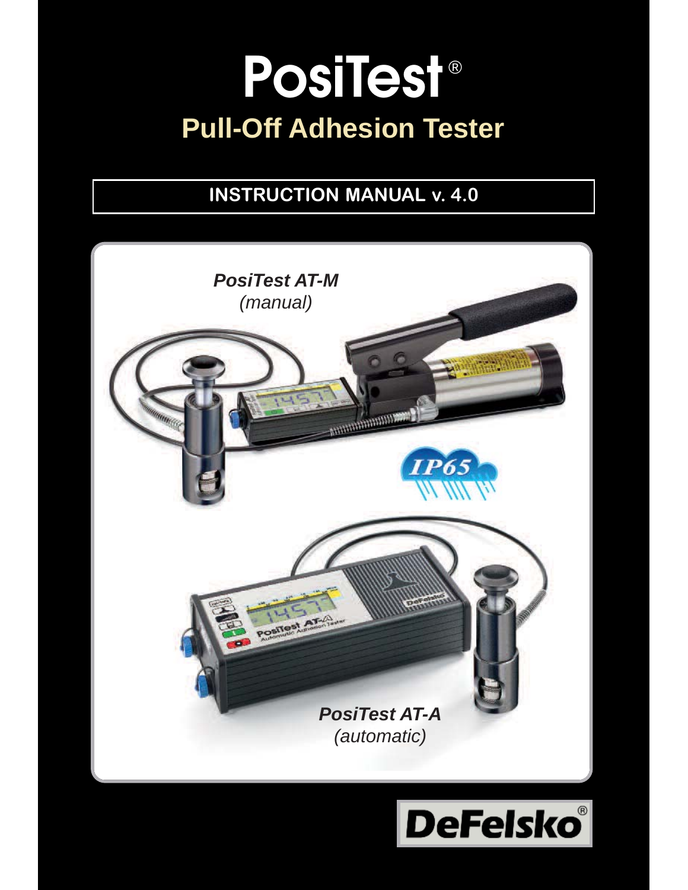# PosiTest®

## Pull-Off Adhesion Tester

**INSTRUCTION MANUAL v. 4.0**

***PosiTest AT-M***
*(manual)*

***PosiTest AT-A***
*(automatic)*

DeFelsko®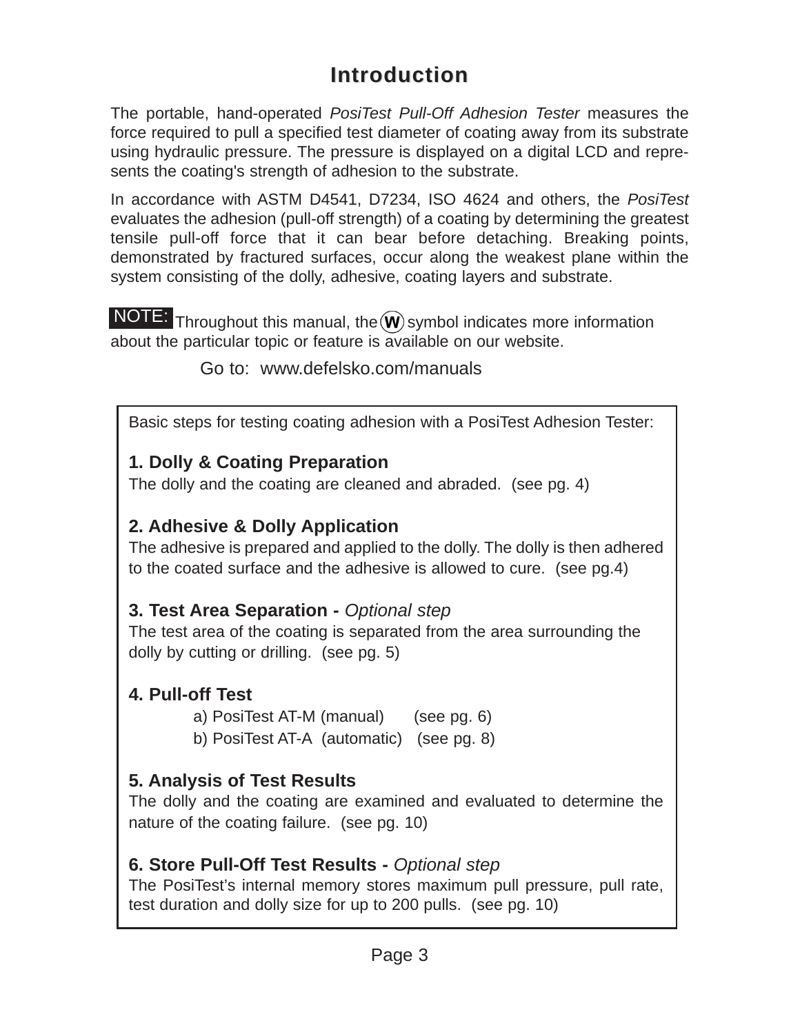# Introduction

The portable, hand-operated *PosiTest Pull-Off Adhesion Tester* measures the force required to pull a specified test diameter of coating away from its substrate using hydraulic pressure. The pressure is displayed on a digital LCD and represents the coating's strength of adhesion to the substrate.

In accordance with ASTM D4541, D7234, ISO 4624 and others, the *PosiTest* evaluates the adhesion (pull-off strength) of a coating by determining the greatest tensile pull-off force that it can bear before detaching. Breaking points, demonstrated by fractured surfaces, occur along the weakest plane within the system consisting of the dolly, adhesive, coating layers and substrate.

**NOTE:** Throughout this manual, the (W) symbol indicates more information about the particular topic or feature is available on our website.

Go to: www.defelsko.com/manuals

Basic steps for testing coating adhesion with a PosiTest Adhesion Tester:

**1. Dolly & Coating Preparation**
The dolly and the coating are cleaned and abraded. (see pg. 4)

**2. Adhesive & Dolly Application**
The adhesive is prepared and applied to the dolly. The dolly is then adhered to the coated surface and the adhesive is allowed to cure. (see pg.4)

**3. Test Area Separation -** *Optional step*
The test area of the coating is separated from the area surrounding the dolly by cutting or drilling. (see pg. 5)

**4. Pull-off Test**
- a) PosiTest AT-M (manual) (see pg. 6)
- b) PosiTest AT-A (automatic) (see pg. 8)

**5. Analysis of Test Results**
The dolly and the coating are examined and evaluated to determine the nature of the coating failure. (see pg. 10)

**6. Store Pull-Off Test Results -** *Optional step*
The PosiTest's internal memory stores maximum pull pressure, pull rate, test duration and dolly size for up to 200 pulls. (see pg. 10)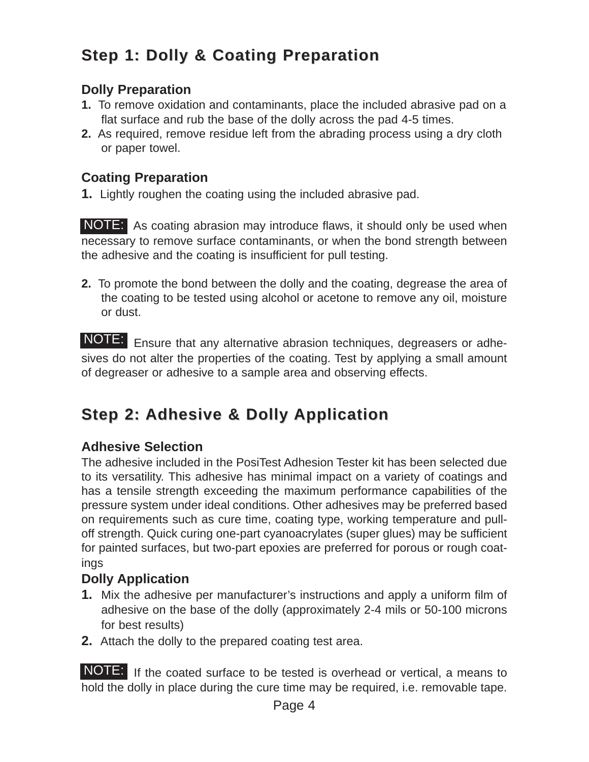## Step 1: Dolly & Coating Preparation

### Dolly Preparation

1. To remove oxidation and contaminants, place the included abrasive pad on a flat surface and rub the base of the dolly across the pad 4-5 times.
2. As required, remove residue left from the abrading process using a dry cloth or paper towel.

### Coating Preparation

1. Lightly roughen the coating using the included abrasive pad.

**NOTE:** As coating abrasion may introduce flaws, it should only be used when necessary to remove surface contaminants, or when the bond strength between the adhesive and the coating is insufficient for pull testing.

2. To promote the bond between the dolly and the coating, degrease the area of the coating to be tested using alcohol or acetone to remove any oil, moisture or dust.

**NOTE:** Ensure that any alternative abrasion techniques, degreasers or adhesives do not alter the properties of the coating. Test by applying a small amount of degreaser or adhesive to a sample area and observing effects.

## Step 2: Adhesive & Dolly Application

### Adhesive Selection

The adhesive included in the PosiTest Adhesion Tester kit has been selected due to its versatility. This adhesive has minimal impact on a variety of coatings and has a tensile strength exceeding the maximum performance capabilities of the pressure system under ideal conditions. Other adhesives may be preferred based on requirements such as cure time, coating type, working temperature and pull-off strength. Quick curing one-part cyanoacrylates (super glues) may be sufficient for painted surfaces, but two-part epoxies are preferred for porous or rough coatings

### Dolly Application

1. Mix the adhesive per manufacturer's instructions and apply a uniform film of adhesive on the base of the dolly (approximately 2-4 mils or 50-100 microns for best results)
2. Attach the dolly to the prepared coating test area.

**NOTE:** If the coated surface to be tested is overhead or vertical, a means to hold the dolly in place during the cure time may be required, i.e. removable tape.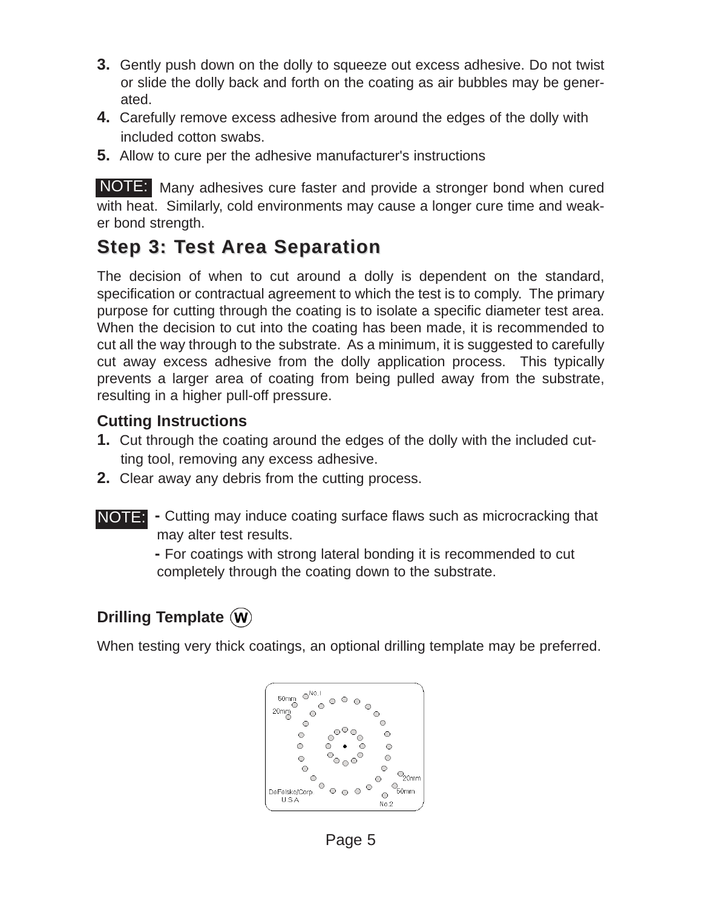3. Gently push down on the dolly to squeeze out excess adhesive. Do not twist or slide the dolly back and forth on the coating as air bubbles may be generated.
4. Carefully remove excess adhesive from around the edges of the dolly with included cotton swabs.
5. Allow to cure per the adhesive manufacturer's instructions

**NOTE:** Many adhesives cure faster and provide a stronger bond when cured with heat. Similarly, cold environments may cause a longer cure time and weaker bond strength.

## Step 3: Test Area Separation

The decision of when to cut around a dolly is dependent on the standard, specification or contractual agreement to which the test is to comply. The primary purpose for cutting through the coating is to isolate a specific diameter test area. When the decision to cut into the coating has been made, it is recommended to cut all the way through to the substrate. As a minimum, it is suggested to carefully cut away excess adhesive from the dolly application process. This typically prevents a larger area of coating from being pulled away from the substrate, resulting in a higher pull-off pressure.

### Cutting Instructions

1. Cut through the coating around the edges of the dolly with the included cutting tool, removing any excess adhesive.
2. Clear away any debris from the cutting process.

**NOTE:**
- Cutting may induce coating surface flaws such as microcracking that may alter test results.
- For coatings with strong lateral bonding it is recommended to cut completely through the coating down to the substrate.

### Drilling Template (W)

When testing very thick coatings, an optional drilling template may be preferred.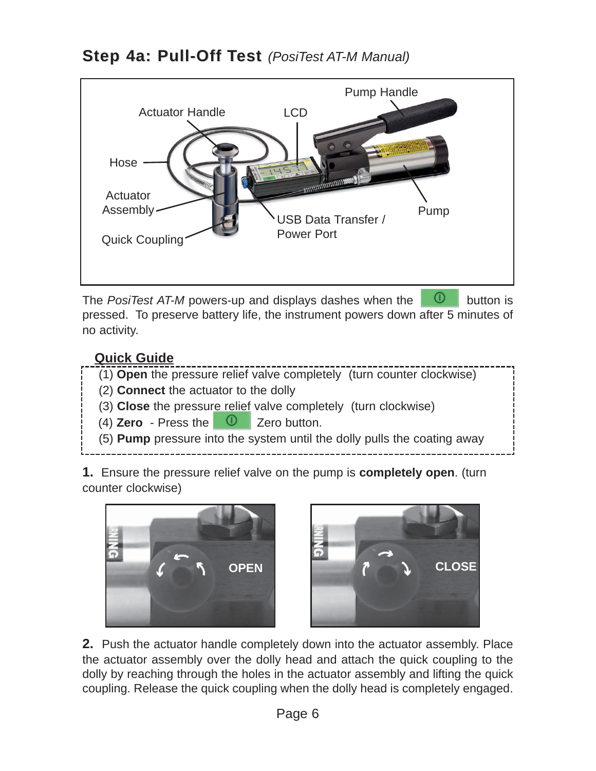## Step 4a: Pull-Off Test *(PosiTest AT-M Manual)*

Pump Handle

Actuator Handle

LCD

Hose

Actuator Assembly

Quick Coupling

USB Data Transfer / Power Port

Pump

The *PosiTest AT-M* powers-up and displays dashes when the ⓘ button is pressed. To preserve battery life, the instrument powers down after 5 minutes of no activity.

**Quick Guide**

(1) **Open** the pressure relief valve completely (turn counter clockwise)
(2) **Connect** the actuator to the dolly
(3) **Close** the pressure relief valve completely (turn clockwise)
(4) **Zero** - Press the ⓘ Zero button.
(5) **Pump** pressure into the system until the dolly pulls the coating away

**1.** Ensure the pressure relief valve on the pump is **completely open**. (turn counter clockwise)

OPEN

CLOSE

**2.** Push the actuator handle completely down into the actuator assembly. Place the actuator assembly over the dolly head and attach the quick coupling to the dolly by reaching through the holes in the actuator assembly and lifting the quick coupling. Release the quick coupling when the dolly head is completely engaged.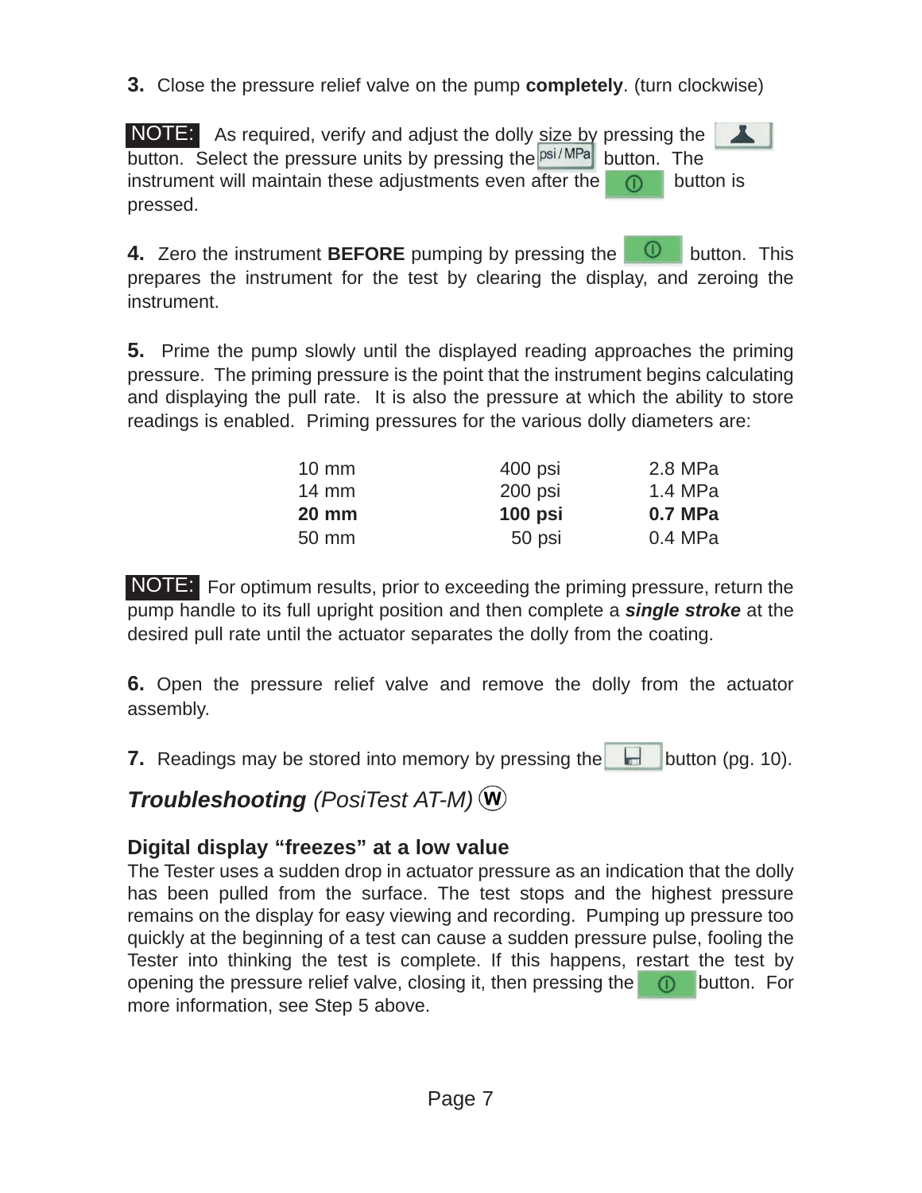**3.** Close the pressure relief valve on the pump **completely**. (turn clockwise)

**NOTE:** As required, verify and adjust the dolly size by pressing the button. Select the pressure units by pressing the psi/MPa button. The instrument will maintain these adjustments even after the button is pressed.

**4.** Zero the instrument **BEFORE** pumping by pressing the button. This prepares the instrument for the test by clearing the display, and zeroing the instrument.

**5.** Prime the pump slowly until the displayed reading approaches the priming pressure. The priming pressure is the point that the instrument begins calculating and displaying the pull rate. It is also the pressure at which the ability to store readings is enabled. Priming pressures for the various dolly diameters are:

| | | |
|---|---|---|
| 10 mm | 400 psi | 2.8 MPa |
| 14 mm | 200 psi | 1.4 MPa |
| **20 mm** | **100 psi** | **0.7 MPa** |
| 50 mm | 50 psi | 0.4 MPa |

**NOTE:** For optimum results, prior to exceeding the priming pressure, return the pump handle to its full upright position and then complete a ***single stroke*** at the desired pull rate until the actuator separates the dolly from the coating.

**6.** Open the pressure relief valve and remove the dolly from the actuator assembly.

**7.** Readings may be stored into memory by pressing the button (pg. 10).

## ***Troubleshooting*** *(PosiTest AT-M)* Ⓦ

### Digital display "freezes" at a low value

The Tester uses a sudden drop in actuator pressure as an indication that the dolly has been pulled from the surface. The test stops and the highest pressure remains on the display for easy viewing and recording. Pumping up pressure too quickly at the beginning of a test can cause a sudden pressure pulse, fooling the Tester into thinking the test is complete. If this happens, restart the test by opening the pressure relief valve, closing it, then pressing the button. For more information, see Step 5 above.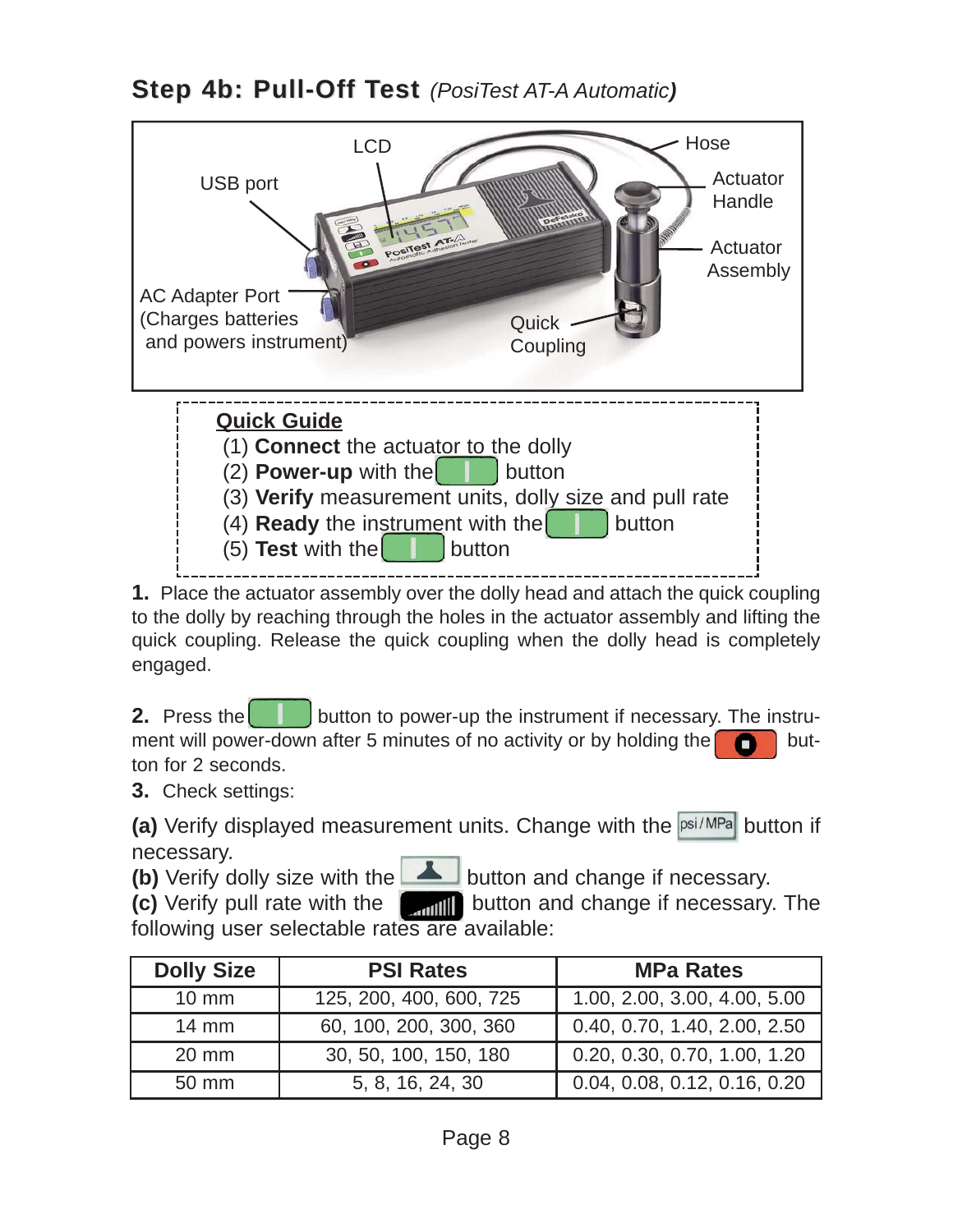## Step 4b: Pull-Off Test *(PosiTest AT-A Automatic)*

LCD

USB port

Hose

Actuator Handle

Actuator Assembly

AC Adapter Port (Charges batteries and powers instrument)

Quick Coupling

**Quick Guide**

(1) **Connect** the actuator to the dolly
(2) **Power-up** with the button
(3) **Verify** measurement units, dolly size and pull rate
(4) **Ready** the instrument with the button
(5) **Test** with the button

**1.** Place the actuator assembly over the dolly head and attach the quick coupling to the dolly by reaching through the holes in the actuator assembly and lifting the quick coupling. Release the quick coupling when the dolly head is completely engaged.

**2.** Press the button to power-up the instrument if necessary. The instrument will power-down after 5 minutes of no activity or by holding the button for 2 seconds.

**3.** Check settings:

**(a)** Verify displayed measurement units. Change with the psi/MPa button if necessary.
**(b)** Verify dolly size with the button and change if necessary.
**(c)** Verify pull rate with the button and change if necessary. The following user selectable rates are available:

| Dolly Size | PSI Rates | MPa Rates |
|---|---|---|
| 10 mm | 125, 200, 400, 600, 725 | 1.00, 2.00, 3.00, 4.00, 5.00 |
| 14 mm | 60, 100, 200, 300, 360 | 0.40, 0.70, 1.40, 2.00, 2.50 |
| 20 mm | 30, 50, 100, 150, 180 | 0.20, 0.30, 0.70, 1.00, 1.20 |
| 50 mm | 5, 8, 16, 24, 30 | 0.04, 0.08, 0.12, 0.16, 0.20 |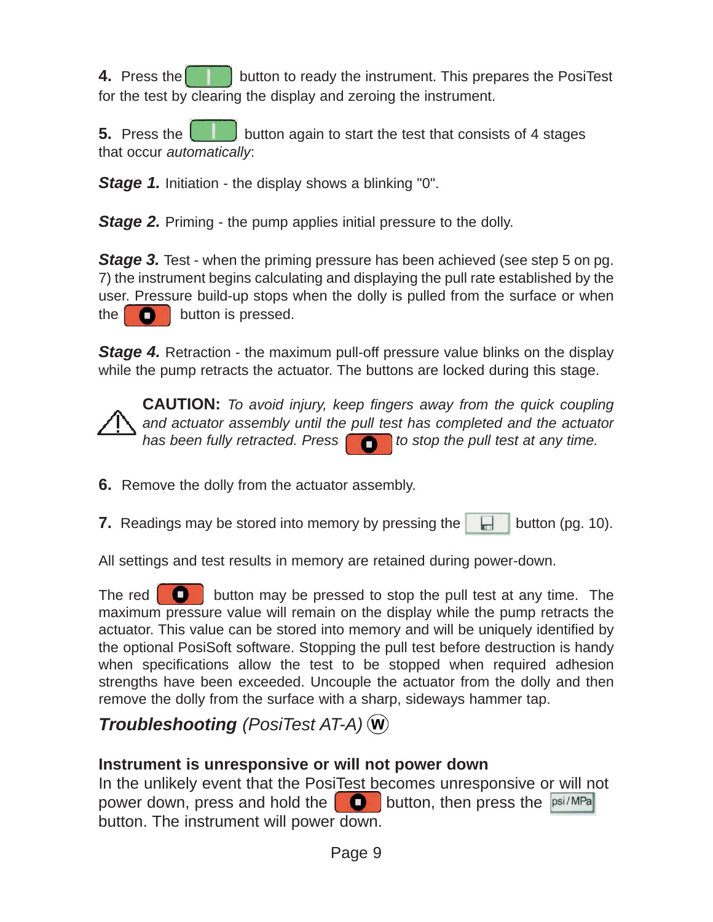**4.** Press the [ | ] button to ready the instrument. This prepares the PosiTest for the test by clearing the display and zeroing the instrument.

**5.** Press the [ | ] button again to start the test that consists of 4 stages that occur *automatically*:

***Stage 1.*** Initiation - the display shows a blinking "0".

***Stage 2.*** Priming - the pump applies initial pressure to the dolly.

***Stage 3.*** Test - when the priming pressure has been achieved (see step 5 on pg. 7) the instrument begins calculating and displaying the pull rate established by the user. Pressure build-up stops when the dolly is pulled from the surface or when the [■] button is pressed.

***Stage 4.*** Retraction - the maximum pull-off pressure value blinks on the display while the pump retracts the actuator. The buttons are locked during this stage.

⚠ **CAUTION:** *To avoid injury, keep fingers away from the quick coupling and actuator assembly until the pull test has completed and the actuator has been fully retracted. Press* [■] *to stop the pull test at any time.*

**6.** Remove the dolly from the actuator assembly.

**7.** Readings may be stored into memory by pressing the [💾] button (pg. 10).

All settings and test results in memory are retained during power-down.

The red [■] button may be pressed to stop the pull test at any time. The maximum pressure value will remain on the display while the pump retracts the actuator. This value can be stored into memory and will be uniquely identified by the optional PosiSoft software. Stopping the pull test before destruction is handy when specifications allow the test to be stopped when required adhesion strengths have been exceeded. Uncouple the actuator from the dolly and then remove the dolly from the surface with a sharp, sideways hammer tap.

## *Troubleshooting (PosiTest AT-A)* Ⓦ

### Instrument is unresponsive or will not power down

In the unlikely event that the PosiTest becomes unresponsive or will not power down, press and hold the [■] button, then press the [psi/MPa] button. The instrument will power down.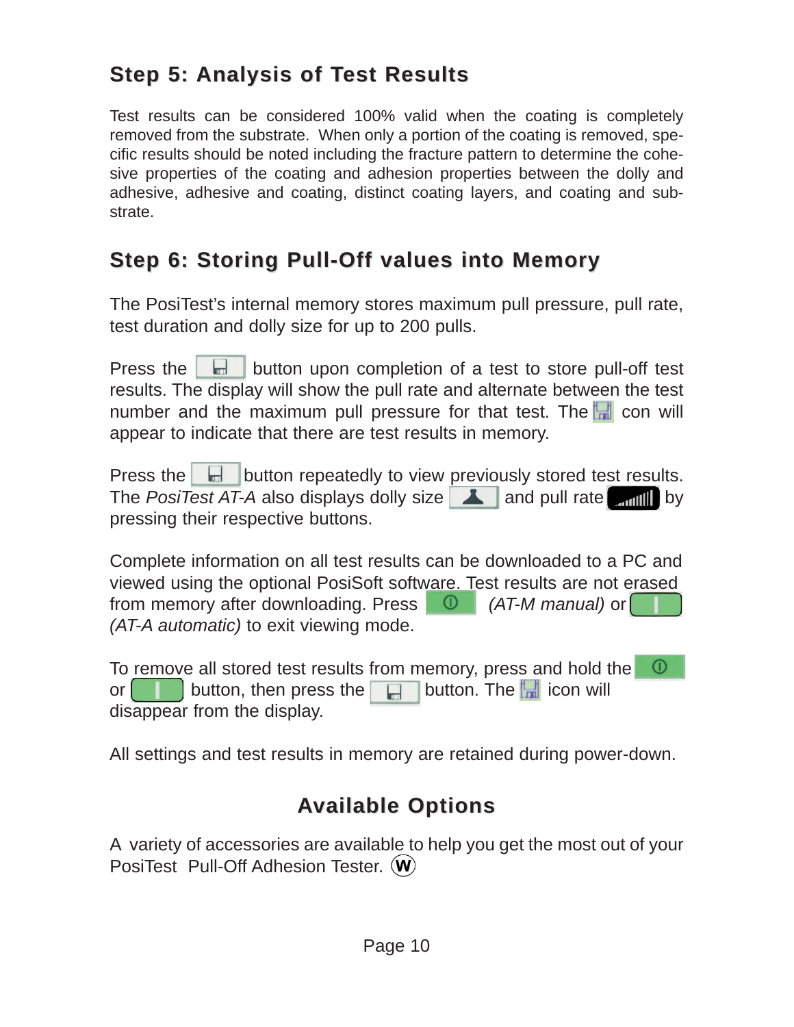## Step 5: Analysis of Test Results

Test results can be considered 100% valid when the coating is completely removed from the substrate. When only a portion of the coating is removed, specific results should be noted including the fracture pattern to determine the cohesive properties of the coating and adhesion properties between the dolly and adhesive, adhesive and coating, distinct coating layers, and coating and substrate.

## Step 6: Storing Pull-Off values into Memory

The PosiTest's internal memory stores maximum pull pressure, pull rate, test duration and dolly size for up to 200 pulls.

Press the button upon completion of a test to store pull-off test results. The display will show the pull rate and alternate between the test number and the maximum pull pressure for that test. The icon will appear to indicate that there are test results in memory.

Press the button repeatedly to view previously stored test results. The *PosiTest AT-A* also displays dolly size and pull rate by pressing their respective buttons.

Complete information on all test results can be downloaded to a PC and viewed using the optional PosiSoft software. Test results are not erased from memory after downloading. Press *(AT-M manual)* or *(AT-A automatic)* to exit viewing mode.

To remove all stored test results from memory, press and hold the or button, then press the button. The icon will disappear from the display.

All settings and test results in memory are retained during power-down.

## Available Options

A variety of accessories are available to help you get the most out of your PosiTest Pull-Off Adhesion Tester. Ⓦ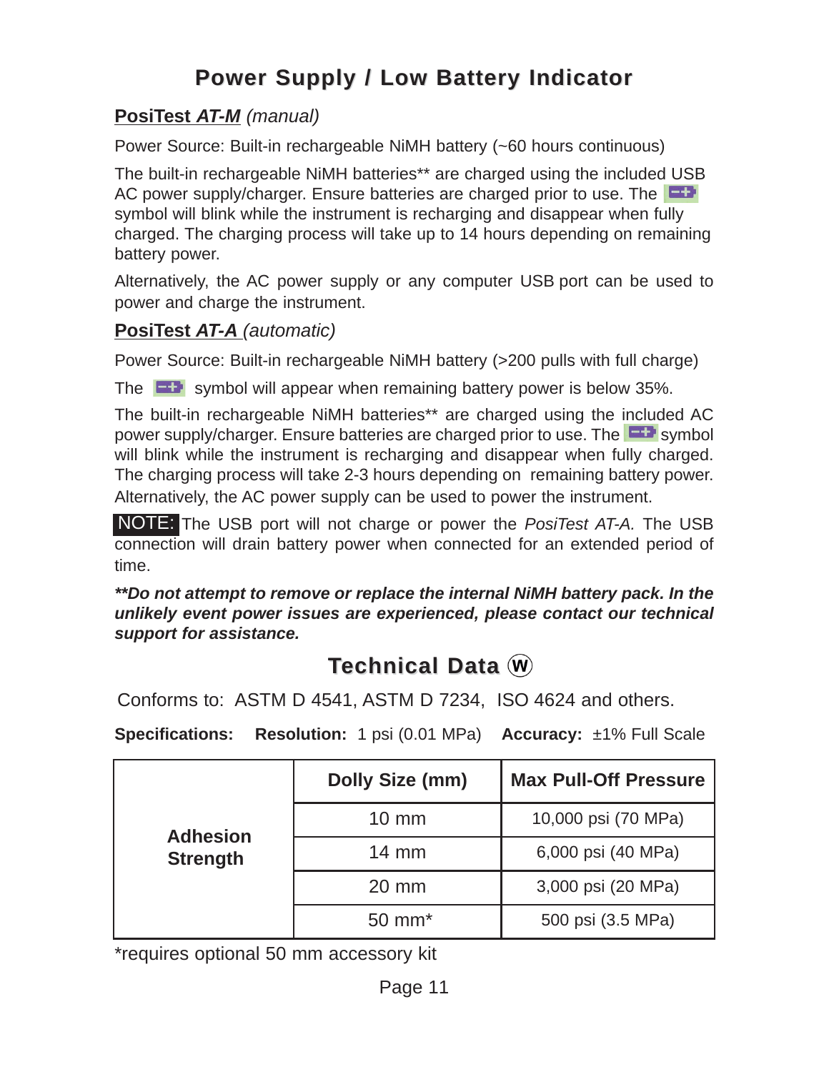# Power Supply / Low Battery Indicator

## PosiTest *AT-M* (manual)

Power Source: Built-in rechargeable NiMH battery (~60 hours continuous)

The built-in rechargeable NiMH batteries** are charged using the included USB AC power supply/charger. Ensure batteries are charged prior to use. The symbol will blink while the instrument is recharging and disappear when fully charged. The charging process will take up to 14 hours depending on remaining battery power.

Alternatively, the AC power supply or any computer USB port can be used to power and charge the instrument.

## PosiTest *AT-A* (automatic)

Power Source: Built-in rechargeable NiMH battery (>200 pulls with full charge)

The symbol will appear when remaining battery power is below 35%.

The built-in rechargeable NiMH batteries** are charged using the included AC power supply/charger. Ensure batteries are charged prior to use. The symbol will blink while the instrument is recharging and disappear when fully charged. The charging process will take 2-3 hours depending on remaining battery power. Alternatively, the AC power supply can be used to power the instrument.

**NOTE:** The USB port will not charge or power the *PosiTest AT-A.* The USB connection will drain battery power when connected for an extended period of time.

***\*\*Do not attempt to remove or replace the internal NiMH battery pack. In the unlikely event power issues are experienced, please contact our technical support for assistance.***

# Technical Data Ⓦ

Conforms to: ASTM D 4541, ASTM D 7234, ISO 4624 and others.

**Specifications:** **Resolution:** 1 psi (0.01 MPa) **Accuracy:** ±1% Full Scale

| | Dolly Size (mm) | Max Pull-Off Pressure |
|---|---|---|
| **Adhesion Strength** | 10 mm | 10,000 psi (70 MPa) |
| | 14 mm | 6,000 psi (40 MPa) |
| | 20 mm | 3,000 psi (20 MPa) |
| | 50 mm* | 500 psi (3.5 MPa) |

*requires optional 50 mm accessory kit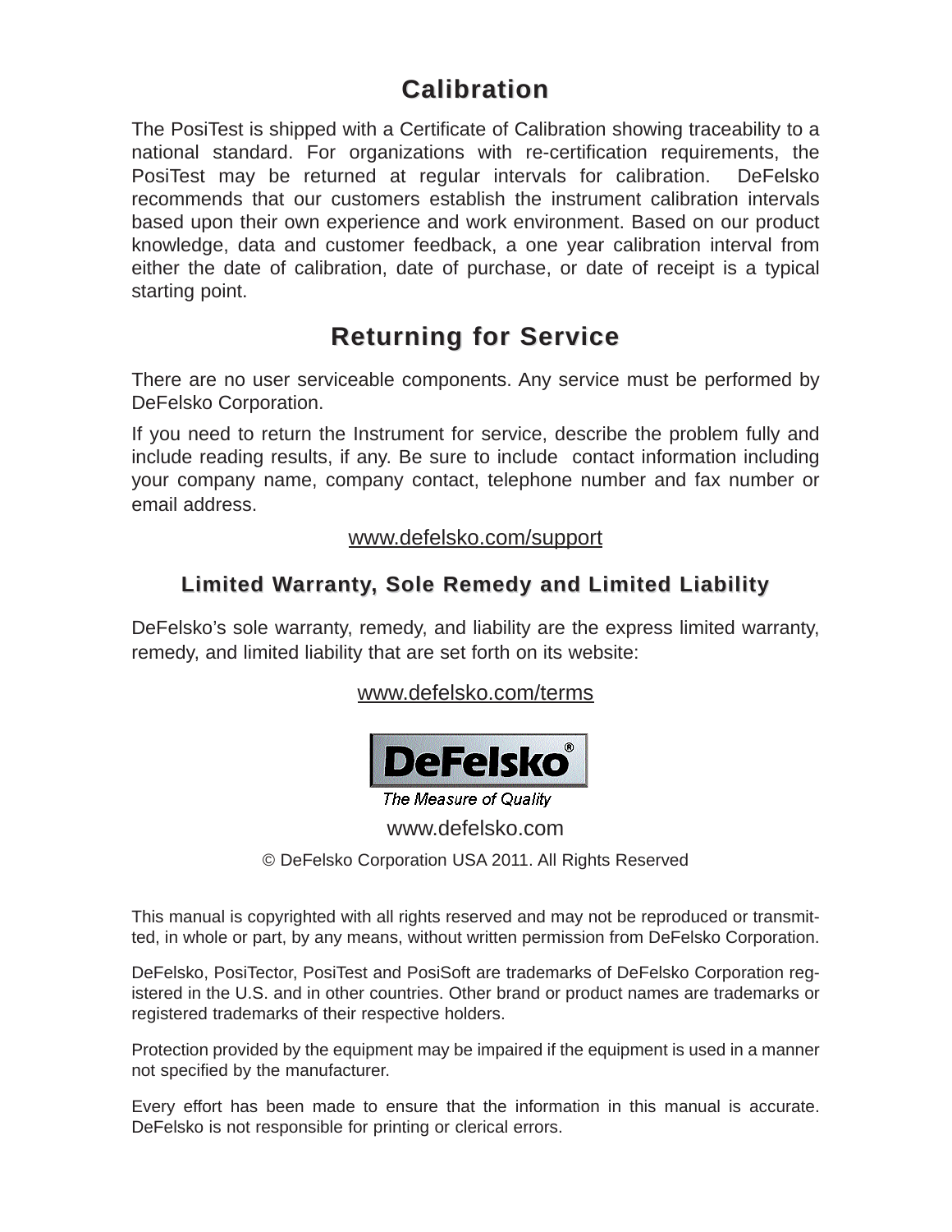# Calibration

The PosiTest is shipped with a Certificate of Calibration showing traceability to a national standard. For organizations with re-certification requirements, the PosiTest may be returned at regular intervals for calibration. DeFelsko recommends that our customers establish the instrument calibration intervals based upon their own experience and work environment. Based on our product knowledge, data and customer feedback, a one year calibration interval from either the date of calibration, date of purchase, or date of receipt is a typical starting point.

# Returning for Service

There are no user serviceable components. Any service must be performed by DeFelsko Corporation.

If you need to return the Instrument for service, describe the problem fully and include reading results, if any. Be sure to include contact information including your company name, company contact, telephone number and fax number or email address.

www.defelsko.com/support

## Limited Warranty, Sole Remedy and Limited Liability

DeFelsko's sole warranty, remedy, and liability are the express limited warranty, remedy, and limited liability that are set forth on its website:

www.defelsko.com/terms

**DeFelsko®**

*The Measure of Quality*

www.defelsko.com

© DeFelsko Corporation USA 2011. All Rights Reserved

This manual is copyrighted with all rights reserved and may not be reproduced or transmitted, in whole or part, by any means, without written permission from DeFelsko Corporation.

DeFelsko, PosiTector, PosiTest and PosiSoft are trademarks of DeFelsko Corporation registered in the U.S. and in other countries. Other brand or product names are trademarks or registered trademarks of their respective holders.

Protection provided by the equipment may be impaired if the equipment is used in a manner not specified by the manufacturer.

Every effort has been made to ensure that the information in this manual is accurate. DeFelsko is not responsible for printing or clerical errors.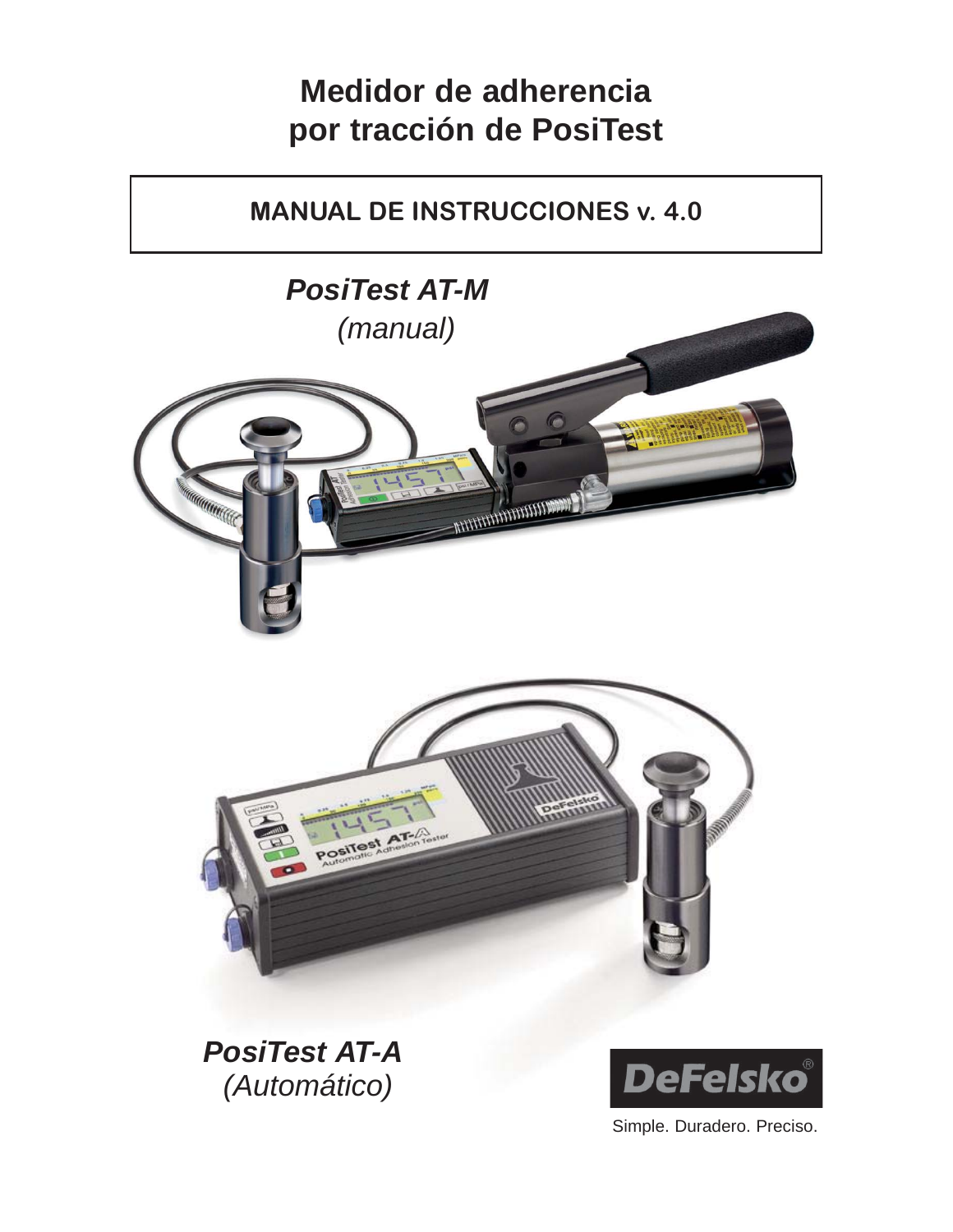# Medidor de adherencia por tracción de PosiTest

## MANUAL DE INSTRUCCIONES v. 4.0

***PosiTest AT-M***
*(manual)*

***PosiTest AT-A***
*(Automático)*

DeFelsko®

Simple. Duradero. Preciso.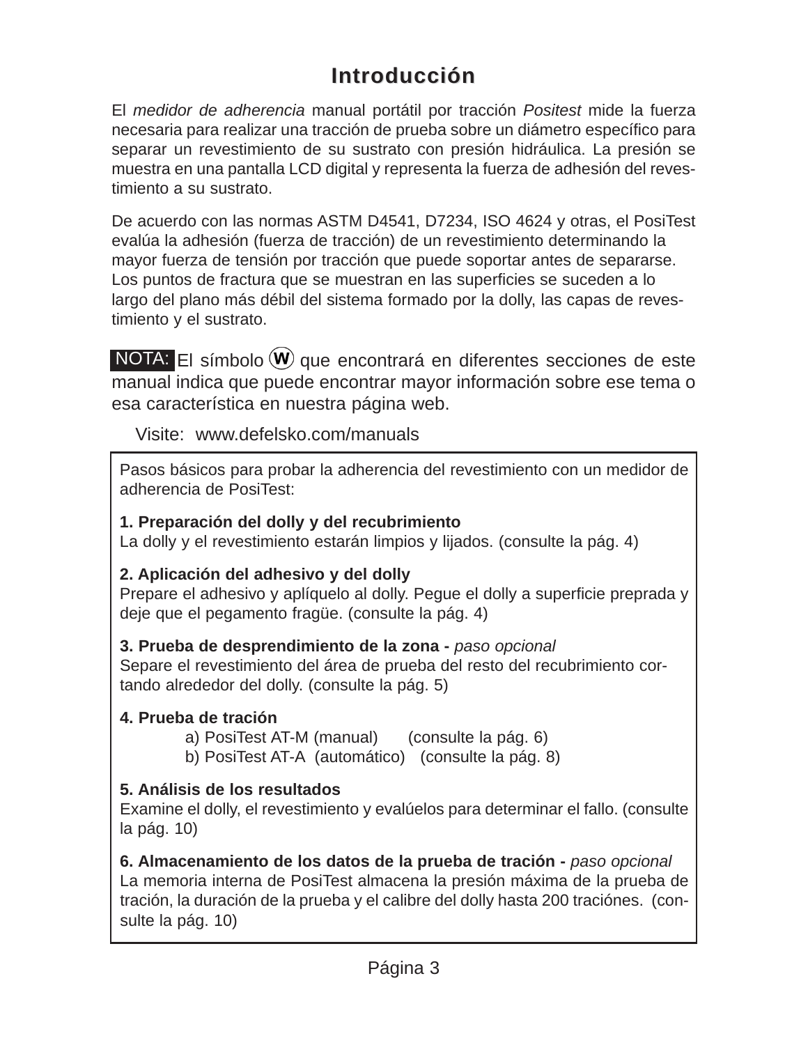# Introducción

El *medidor de adherencia* manual portátil por tracción *Positest* mide la fuerza necesaria para realizar una tracción de prueba sobre un diámetro específico para separar un revestimiento de su sustrato con presión hidráulica. La presión se muestra en una pantalla LCD digital y representa la fuerza de adhesión del revestimiento a su sustrato.

De acuerdo con las normas ASTM D4541, D7234, ISO 4624 y otras, el PosiTest evalúa la adhesión (fuerza de tracción) de un revestimiento determinando la mayor fuerza de tensión por tracción que puede soportar antes de separarse. Los puntos de fractura que se muestran en las superficies se suceden a lo largo del plano más débil del sistema formado por la dolly, las capas de revestimiento y el sustrato.

**NOTA:** El símbolo (W) que encontrará en diferentes secciones de este manual indica que puede encontrar mayor información sobre ese tema o esa característica en nuestra página web.

Visite: www.defelsko.com/manuals

---

Pasos básicos para probar la adherencia del revestimiento con un medidor de adherencia de PosiTest:

**1. Preparación del dolly y del recubrimiento**
La dolly y el revestimiento estarán limpios y lijados. (consulte la pág. 4)

**2. Aplicación del adhesivo y del dolly**
Prepare el adhesivo y aplíquelo al dolly. Pegue el dolly a superficie preprada y deje que el pegamento fragüe. (consulte la pág. 4)

**3. Prueba de desprendimiento de la zona -** *paso opcional*
Separe el revestimiento del área de prueba del resto del recubrimiento cortando alrededor del dolly. (consulte la pág. 5)

**4. Prueba de tración**
- a) PosiTest AT-M (manual) (consulte la pág. 6)
- b) PosiTest AT-A (automático) (consulte la pág. 8)

**5. Análisis de los resultados**
Examine el dolly, el revestimiento y evalúelos para determinar el fallo. (consulte la pág. 10)

**6. Almacenamiento de los datos de la prueba de tración -** *paso opcional*
La memoria interna de PosiTest almacena la presión máxima de la prueba de tración, la duración de la prueba y el calibre del dolly hasta 200 traciónes. (consulte la pág. 10)

---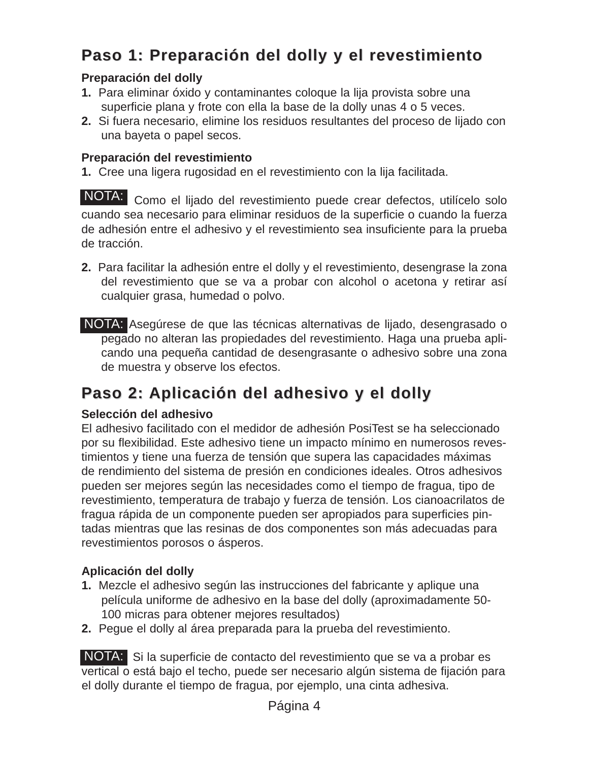## Paso 1: Preparación del dolly y el revestimiento

**Preparación del dolly**

1. Para eliminar óxido y contaminantes coloque la lija provista sobre una superficie plana y frote con ella la base de la dolly unas 4 o 5 veces.
2. Si fuera necesario, elimine los residuos resultantes del proceso de lijado con una bayeta o papel secos.

**Preparación del revestimiento**

1. Cree una ligera rugosidad en el revestimiento con la lija facilitada.

**NOTA:** Como el lijado del revestimiento puede crear defectos, utilícelo solo cuando sea necesario para eliminar residuos de la superficie o cuando la fuerza de adhesión entre el adhesivo y el revestimiento sea insuficiente para la prueba de tracción.

2. Para facilitar la adhesión entre el dolly y el revestimiento, desengrase la zona del revestimiento que se va a probar con alcohol o acetona y retirar así cualquier grasa, humedad o polvo.

**NOTA:** Asegúrese de que las técnicas alternativas de lijado, desengrasado o pegado no alteran las propiedades del revestimiento. Haga una prueba aplicando una pequeña cantidad de desengrasante o adhesivo sobre una zona de muestra y observe los efectos.

## Paso 2: Aplicación del adhesivo y el dolly

**Selección del adhesivo**

El adhesivo facilitado con el medidor de adhesión PosiTest se ha seleccionado por su flexibilidad. Este adhesivo tiene un impacto mínimo en numerosos revestimientos y tiene una fuerza de tensión que supera las capacidades máximas de rendimiento del sistema de presión en condiciones ideales. Otros adhesivos pueden ser mejores según las necesidades como el tiempo de fragua, tipo de revestimiento, temperatura de trabajo y fuerza de tensión. Los cianoacrilatos de fragua rápida de un componente pueden ser apropiados para superficies pintadas mientras que las resinas de dos componentes son más adecuadas para revestimientos porosos o ásperos.

**Aplicación del dolly**

1. Mezcle el adhesivo según las instrucciones del fabricante y aplique una película uniforme de adhesivo en la base del dolly (aproximadamente 50-100 micras para obtener mejores resultados)
2. Pegue el dolly al área preparada para la prueba del revestimiento.

**NOTA:** Si la superficie de contacto del revestimiento que se va a probar es vertical o está bajo el techo, puede ser necesario algún sistema de fijación para el dolly durante el tiempo de fragua, por ejemplo, una cinta adhesiva.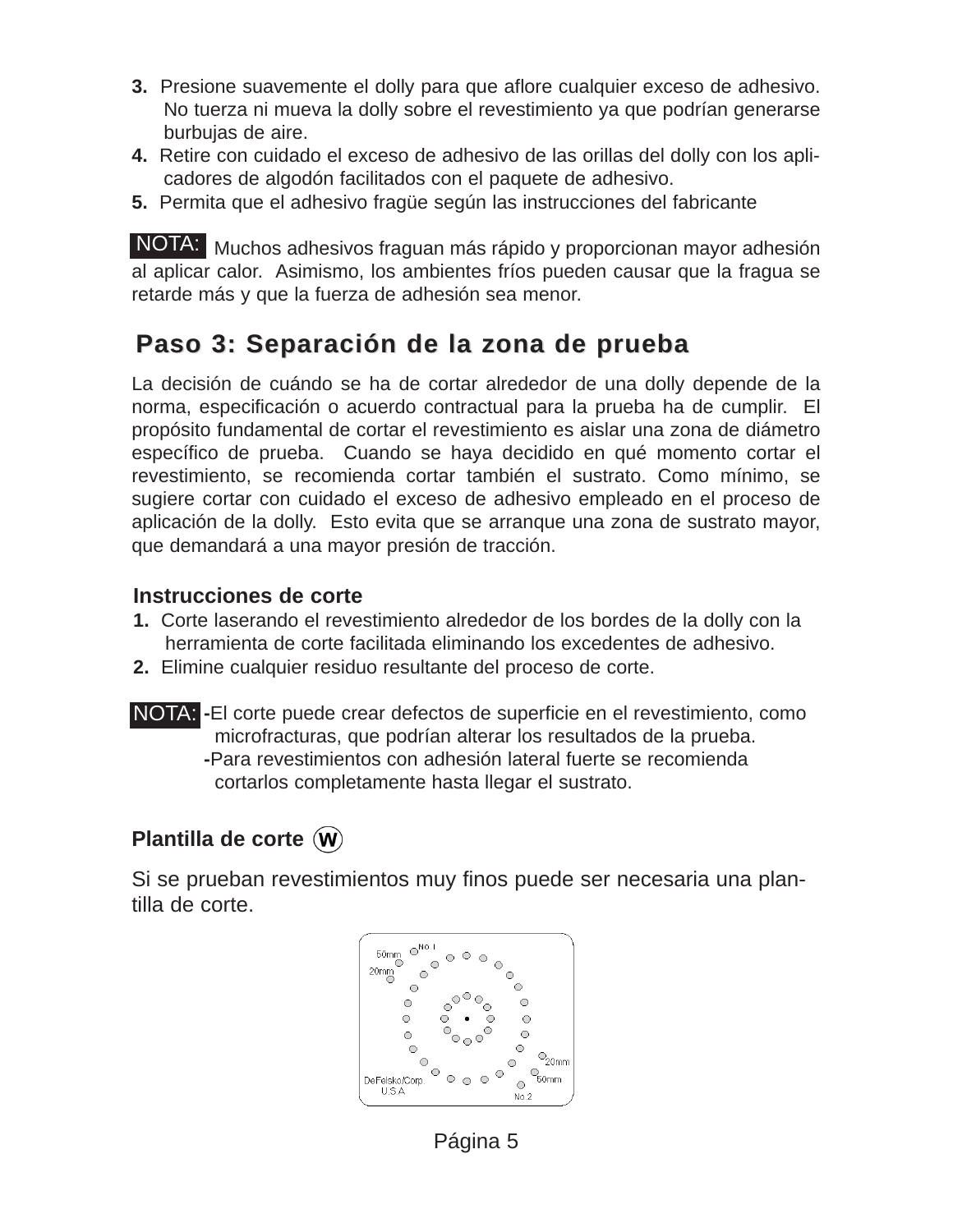3. Presione suavemente el dolly para que aflore cualquier exceso de adhesivo. No tuerza ni mueva la dolly sobre el revestimiento ya que podrían generarse burbujas de aire.
4. Retire con cuidado el exceso de adhesivo de las orillas del dolly con los aplicadores de algodón facilitados con el paquete de adhesivo.
5. Permita que el adhesivo fragüe según las instrucciones del fabricante

**NOTA:** Muchos adhesivos fraguan más rápido y proporcionan mayor adhesión al aplicar calor. Asimismo, los ambientes fríos pueden causar que la fragua se retarde más y que la fuerza de adhesión sea menor.

## Paso 3: Separación de la zona de prueba

La decisión de cuándo se ha de cortar alrededor de una dolly depende de la norma, especificación o acuerdo contractual para la prueba ha de cumplir. El propósito fundamental de cortar el revestimiento es aislar una zona de diámetro específico de prueba. Cuando se haya decidido en qué momento cortar el revestimiento, se recomienda cortar también el sustrato. Como mínimo, se sugiere cortar con cuidado el exceso de adhesivo empleado en el proceso de aplicación de la dolly. Esto evita que se arranque una zona de sustrato mayor, que demandará a una mayor presión de tracción.

### Instrucciones de corte

1. Corte laserando el revestimiento alrededor de los bordes de la dolly con la herramienta de corte facilitada eliminando los excedentes de adhesivo.
2. Elimine cualquier residuo resultante del proceso de corte.

**NOTA:** -El corte puede crear defectos de superficie en el revestimiento, como microfracturas, que podrían alterar los resultados de la prueba.
-Para revestimientos con adhesión lateral fuerte se recomienda cortarlos completamente hasta llegar el sustrato.

### Plantilla de corte (W)

Si se prueban revestimientos muy finos puede ser necesaria una plantilla de corte.

No.1 50mm 20mm 20mm 50mm DeFelsko/Corp. U.S.A. No.2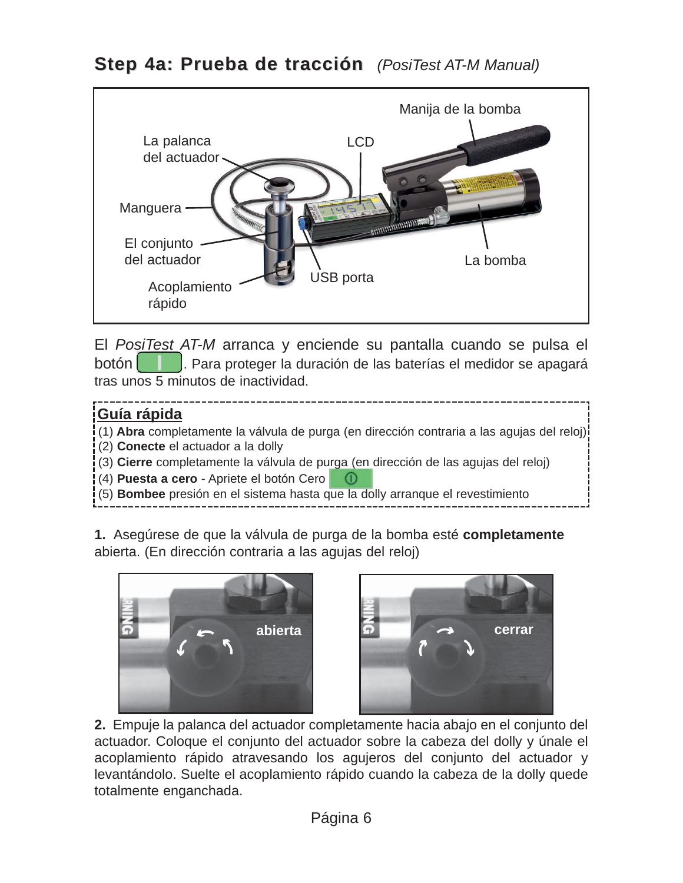## Step 4a: Prueba de tracción *(PosiTest AT-M Manual)*

Manija de la bomba

La palanca del actuador

LCD

Manguera

El conjunto del actuador

La bomba

USB porta

Acoplamiento rápido

El *PosiTest AT-M* arranca y enciende su pantalla cuando se pulsa el botón . Para proteger la duración de las baterías el medidor se apagará tras unos 5 minutos de inactividad.

**Guía rápida**

(1) **Abra** completamente la válvula de purga (en dirección contraria a las agujas del reloj)
(2) **Conecte** el actuador a la dolly
(3) **Cierre** completamente la válvula de purga (en dirección de las agujas del reloj)
(4) **Puesta a cero** - Apriete el botón Cero
(5) **Bombee** presión en el sistema hasta que la dolly arranque el revestimiento

**1.** Asegúrese de que la válvula de purga de la bomba esté **completamente** abierta. (En dirección contraria a las agujas del reloj)

abierta

cerrar

**2.** Empuje la palanca del actuador completamente hacia abajo en el conjunto del actuador. Coloque el conjunto del actuador sobre la cabeza del dolly y únale el acoplamiento rápido atravesando los agujeros del conjunto del actuador y levantándolo. Suelte el acoplamiento rápido cuando la cabeza de la dolly quede totalmente enganchada.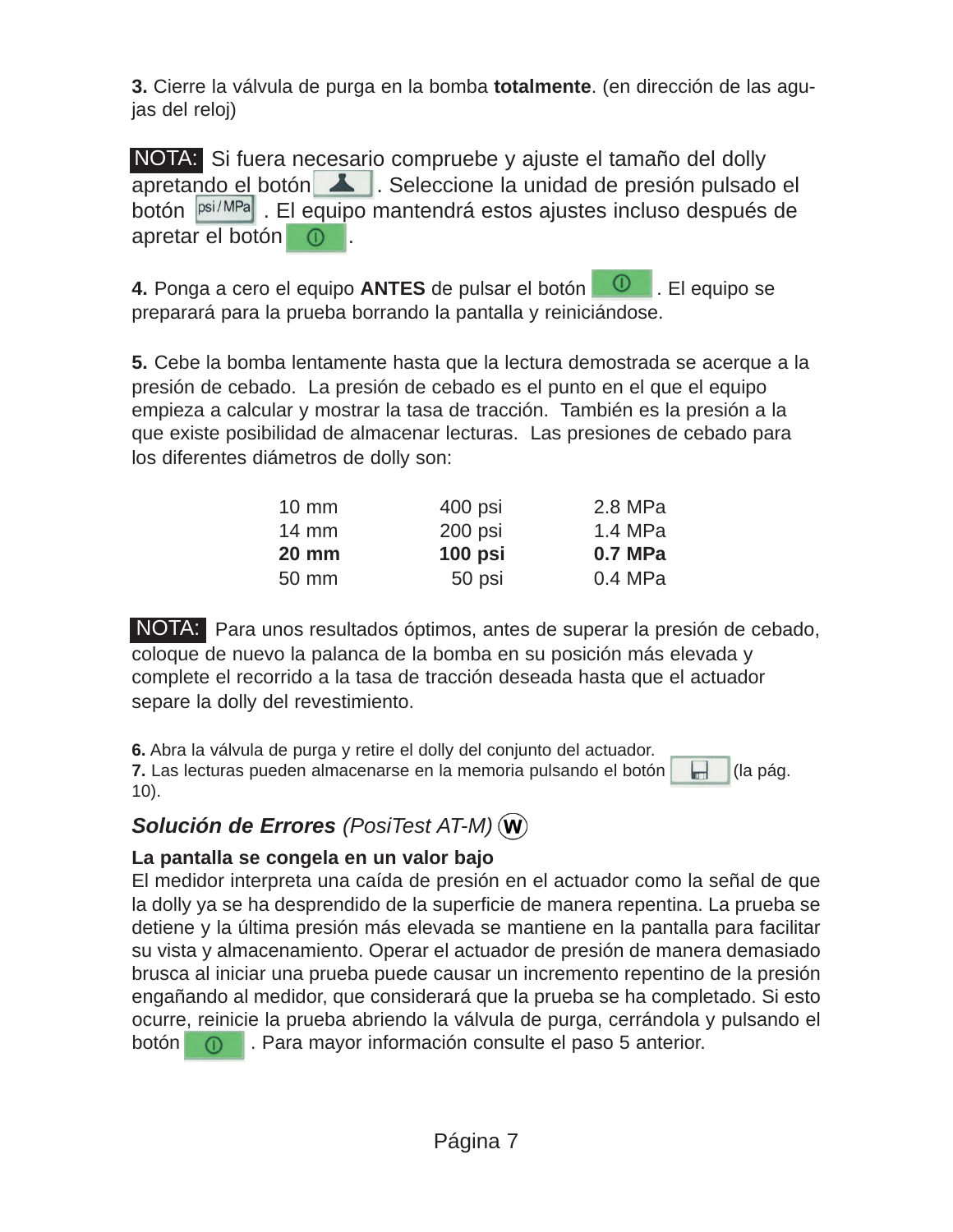**3.** Cierre la válvula de purga en la bomba **totalmente**. (en dirección de las agujas del reloj)

**NOTA:** Si fuera necesario compruebe y ajuste el tamaño del dolly apretando el botón [dolly]. Seleccione la unidad de presión pulsado el botón [psi/MPa]. El equipo mantendrá estos ajustes incluso después de apretar el botón [⏻].

**4.** Ponga a cero el equipo **ANTES** de pulsar el botón [⏻]. El equipo se preparará para la prueba borrando la pantalla y reiniciándose.

**5.** Cebe la bomba lentamente hasta que la lectura demostrada se acerque a la presión de cebado. La presión de cebado es el punto en el que el equipo empieza a calcular y mostrar la tasa de tracción. También es la presión a la que existe posibilidad de almacenar lecturas. Las presiones de cebado para los diferentes diámetros de dolly son:

| | | |
|---|---|---|
| 10 mm | 400 psi | 2.8 MPa |
| 14 mm | 200 psi | 1.4 MPa |
| **20 mm** | **100 psi** | **0.7 MPa** |
| 50 mm | 50 psi | 0.4 MPa |

**NOTA:** Para unos resultados óptimos, antes de superar la presión de cebado, coloque de nuevo la palanca de la bomba en su posición más elevada y complete el recorrido a la tasa de tracción deseada hasta que el actuador separe la dolly del revestimiento.

**6.** Abra la válvula de purga y retire el dolly del conjunto del actuador.
**7.** Las lecturas pueden almacenarse en la memoria pulsando el botón [💾] (la pág. 10).

## **Solución de Errores** *(PosiTest AT-M)* (W)

**La pantalla se congela en un valor bajo**
El medidor interpreta una caída de presión en el actuador como la señal de que la dolly ya se ha desprendido de la superficie de manera repentina. La prueba se detiene y la última presión más elevada se mantiene en la pantalla para facilitar su vista y almacenamiento. Operar el actuador de presión de manera demasiado brusca al iniciar una prueba puede causar un incremento repentino de la presión engañando al medidor, que considerará que la prueba se ha completado. Si esto ocurre, reinicie la prueba abriendo la válvula de purga, cerrándola y pulsando el botón [⏻]. Para mayor información consulte el paso 5 anterior.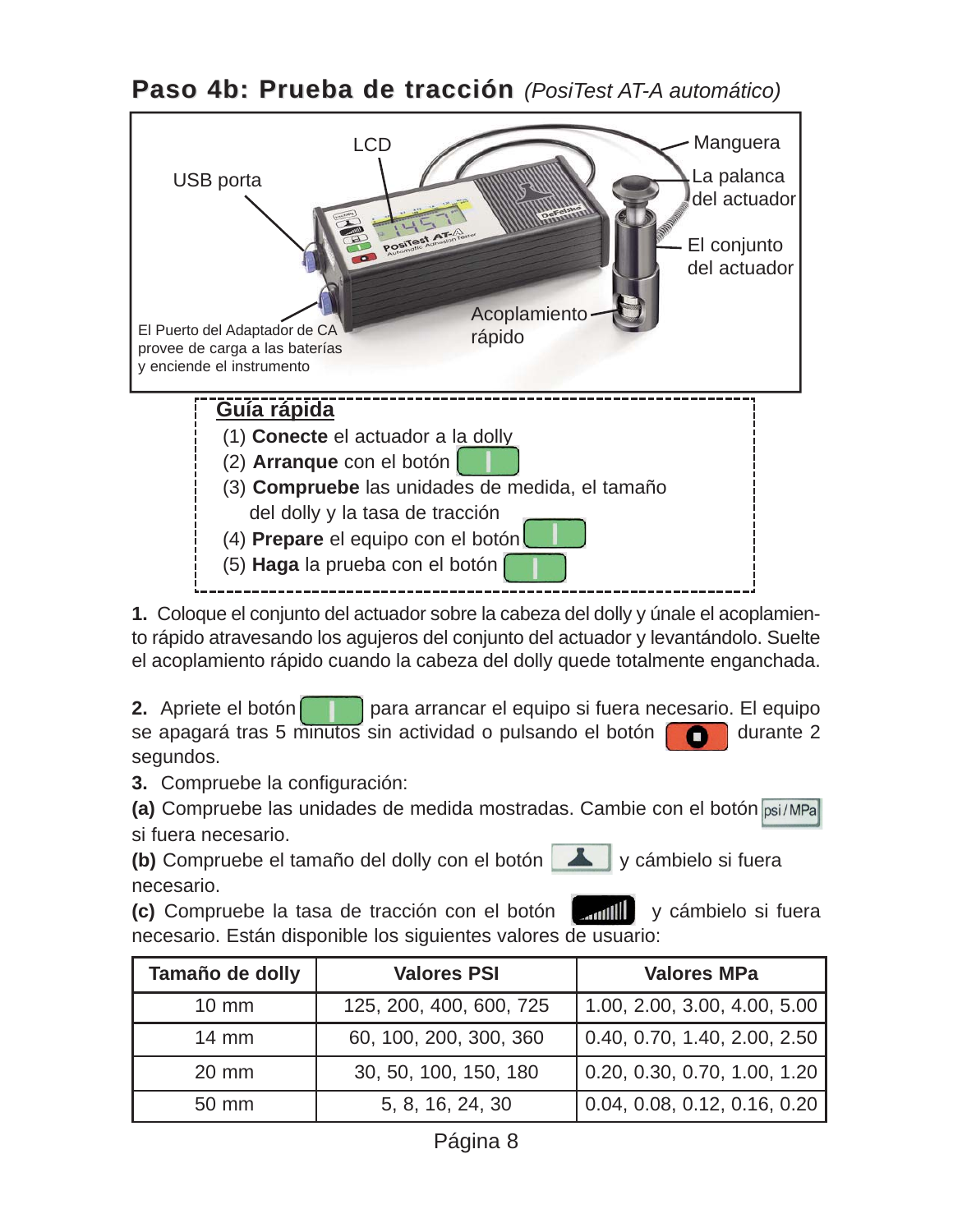## **Paso 4b: Prueba de tracción** *(PosiTest AT-A automático)*

LCD

USB porta

Manguera

La palanca del actuador

El conjunto del actuador

Acoplamiento rápido

El Puerto del Adaptador de CA provee de carga a las baterías y enciende el instrumento

**Guía rápida**

(1) **Conecte** el actuador a la dolly
(2) **Arranque** con el botón
(3) **Compruebe** las unidades de medida, el tamaño del dolly y la tasa de tracción
(4) **Prepare** el equipo con el botón
(5) **Haga** la prueba con el botón

**1.** Coloque el conjunto del actuador sobre la cabeza del dolly y únale el acoplamiento rápido atravesando los agujeros del conjunto del actuador y levantándolo. Suelte el acoplamiento rápido cuando la cabeza del dolly quede totalmente enganchada.

**2.** Apriete el botón para arrancar el equipo si fuera necesario. El equipo se apagará tras 5 minutos sin actividad o pulsando el botón durante 2 segundos.

**3.** Compruebe la configuración:

**(a)** Compruebe las unidades de medida mostradas. Cambie con el botón psi / MPa si fuera necesario.

**(b)** Compruebe el tamaño del dolly con el botón y cámbielo si fuera necesario.

**(c)** Compruebe la tasa de tracción con el botón y cámbielo si fuera necesario. Están disponible los siguientes valores de usuario:

| Tamaño de dolly | Valores PSI | Valores MPa |
|---|---|---|
| 10 mm | 125, 200, 400, 600, 725 | 1.00, 2.00, 3.00, 4.00, 5.00 |
| 14 mm | 60, 100, 200, 300, 360 | 0.40, 0.70, 1.40, 2.00, 2.50 |
| 20 mm | 30, 50, 100, 150, 180 | 0.20, 0.30, 0.70, 1.00, 1.20 |
| 50 mm | 5, 8, 16, 24, 30 | 0.04, 0.08, 0.12, 0.16, 0.20 |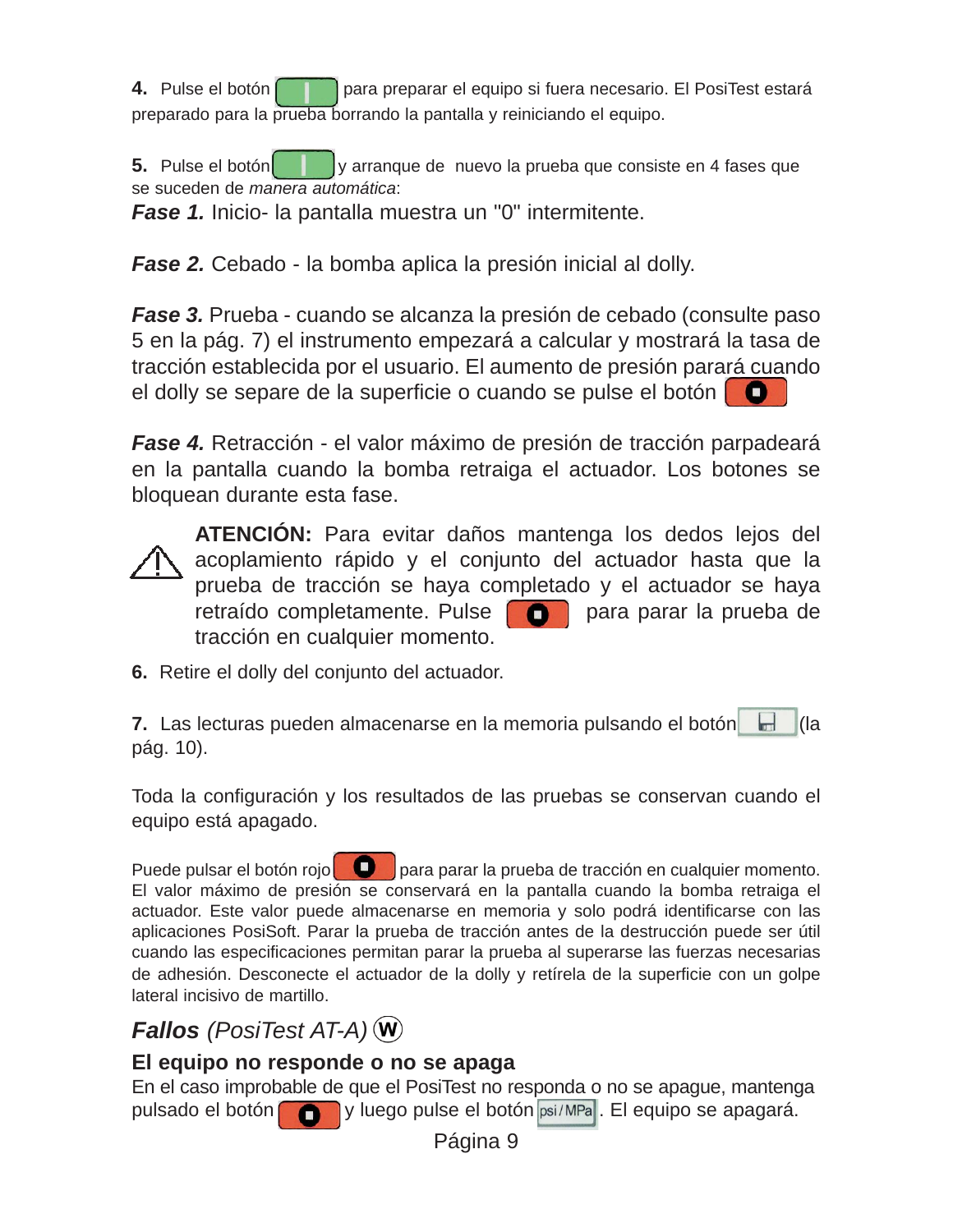4. Pulse el botón para preparar el equipo si fuera necesario. El PosiTest estará preparado para la prueba borrando la pantalla y reiniciando el equipo.

5. Pulse el botón y arranque de nuevo la prueba que consiste en 4 fases que se suceden de *manera automática*:

***Fase 1.*** Inicio- la pantalla muestra un "0" intermitente.

***Fase 2.*** Cebado - la bomba aplica la presión inicial al dolly.

***Fase 3.*** Prueba - cuando se alcanza la presión de cebado (consulte paso 5 en la pág. 7) el instrumento empezará a calcular y mostrará la tasa de tracción establecida por el usuario. El aumento de presión parará cuando el dolly se separe de la superficie o cuando se pulse el botón

***Fase 4.*** Retracción - el valor máximo de presión de tracción parpadeará en la pantalla cuando la bomba retraiga el actuador. Los botones se bloquean durante esta fase.

**ATENCIÓN:** Para evitar daños mantenga los dedos lejos del acoplamiento rápido y el conjunto del actuador hasta que la prueba de tracción se haya completado y el actuador se haya retraído completamente. Pulse para parar la prueba de tracción en cualquier momento.

6. Retire el dolly del conjunto del actuador.

7. Las lecturas pueden almacenarse en la memoria pulsando el botón (la pág. 10).

Toda la configuración y los resultados de las pruebas se conservan cuando el equipo está apagado.

Puede pulsar el botón rojo para parar la prueba de tracción en cualquier momento. El valor máximo de presión se conservará en la pantalla cuando la bomba retraiga el actuador. Este valor puede almacenarse en memoria y solo podrá identificarse con las aplicaciones PosiSoft. Parar la prueba de tracción antes de la destrucción puede ser útil cuando las especificaciones permitan parar la prueba al superarse las fuerzas necesarias de adhesión. Desconecte el actuador de la dolly y retírela de la superficie con un golpe lateral incisivo de martillo.

## *Fallos (PosiTest AT-A)* Ⓦ

### El equipo no responde o no se apaga

En el caso improbable de que el PosiTest no responda o no se apague, mantenga pulsado el botón y luego pulse el botón psi / MPa. El equipo se apagará.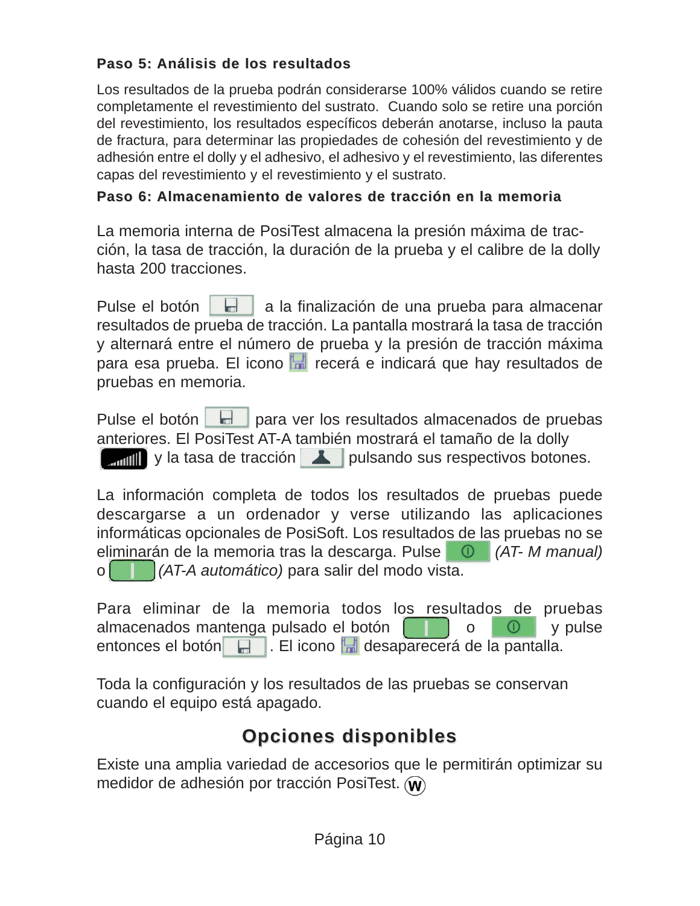**Paso 5: Análisis de los resultados**

Los resultados de la prueba podrán considerarse 100% válidos cuando se retire completamente el revestimiento del sustrato. Cuando solo se retire una porción del revestimiento, los resultados específicos deberán anotarse, incluso la pauta de fractura, para determinar las propiedades de cohesión del revestimiento y de adhesión entre el dolly y el adhesivo, el adhesivo y el revestimiento, las diferentes capas del revestimiento y el revestimiento y el sustrato.

**Paso 6: Almacenamiento de valores de tracción en la memoria**

La memoria interna de PosiTest almacena la presión máxima de tracción, la tasa de tracción, la duración de la prueba y el calibre de la dolly hasta 200 tracciones.

Pulse el botón a la finalización de una prueba para almacenar resultados de prueba de tracción. La pantalla mostrará la tasa de tracción y alternará entre el número de prueba y la presión de tracción máxima para esa prueba. El icono recerá e indicará que hay resultados de pruebas en memoria.

Pulse el botón para ver los resultados almacenados de pruebas anteriores. El PosiTest AT-A también mostrará el tamaño de la dolly y la tasa de tracción pulsando sus respectivos botones.

La información completa de todos los resultados de pruebas puede descargarse a un ordenador y verse utilizando las aplicaciones informáticas opcionales de PosiSoft. Los resultados de las pruebas no se eliminarán de la memoria tras la descarga. Pulse *(AT- M manual)* o *(AT-A automático)* para salir del modo vista.

Para eliminar de la memoria todos los resultados de pruebas almacenados mantenga pulsado el botón o y pulse entonces el botón . El icono desaparecerá de la pantalla.

Toda la configuración y los resultados de las pruebas se conservan cuando el equipo está apagado.

## Opciones disponibles

Existe una amplia variedad de accesorios que le permitirán optimizar su medidor de adhesión por tracción PosiTest. (W)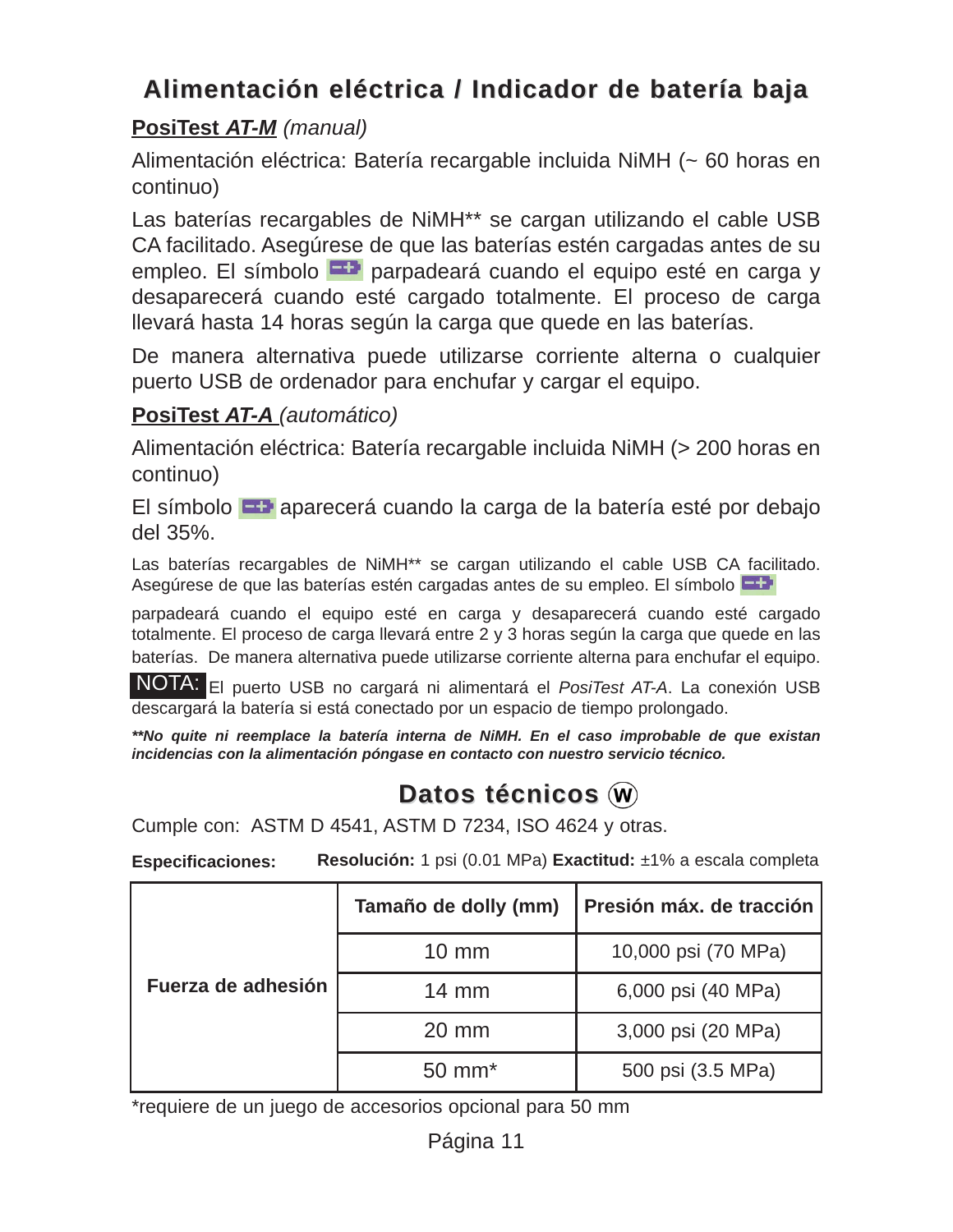## Alimentación eléctrica / Indicador de batería baja

**PosiTest *AT-M*** *(manual)*

Alimentación eléctrica: Batería recargable incluida NiMH (~ 60 horas en continuo)

Las baterías recargables de NiMH** se cargan utilizando el cable USB CA facilitado. Asegúrese de que las baterías estén cargadas antes de su empleo. El símbolo parpadeará cuando el equipo esté en carga y desaparecerá cuando esté cargado totalmente. El proceso de carga llevará hasta 14 horas según la carga que quede en las baterías.

De manera alternativa puede utilizarse corriente alterna o cualquier puerto USB de ordenador para enchufar y cargar el equipo.

**PosiTest *AT-A*** *(automático)*

Alimentación eléctrica: Batería recargable incluida NiMH (> 200 horas en continuo)

El símbolo aparecerá cuando la carga de la batería esté por debajo del 35%.

Las baterías recargables de NiMH** se cargan utilizando el cable USB CA facilitado. Asegúrese de que las baterías estén cargadas antes de su empleo. El símbolo parpadeará cuando el equipo esté en carga y desaparecerá cuando esté cargado totalmente. El proceso de carga llevará entre 2 y 3 horas según la carga que quede en las baterías. De manera alternativa puede utilizarse corriente alterna para enchufar el equipo.

**NOTA:** El puerto USB no cargará ni alimentará el *PosiTest AT-A*. La conexión USB descargará la batería si está conectado por un espacio de tiempo prolongado.

***\*\*No quite ni reemplace la batería interna de NiMH. En el caso improbable de que existan incidencias con la alimentación póngase en contacto con nuestro servicio técnico.***

## Datos técnicos (W)

Cumple con: ASTM D 4541, ASTM D 7234, ISO 4624 y otras.

**Especificaciones:** **Resolución:** 1 psi (0.01 MPa) **Exactitud:** ±1% a escala completa

| | Tamaño de dolly (mm) | Presión máx. de tracción |
|---|---|---|
| **Fuerza de adhesión** | 10 mm | 10,000 psi (70 MPa) |
| | 14 mm | 6,000 psi (40 MPa) |
| | 20 mm | 3,000 psi (20 MPa) |
| | 50 mm* | 500 psi (3.5 MPa) |

*requiere de un juego de accesorios opcional para 50 mm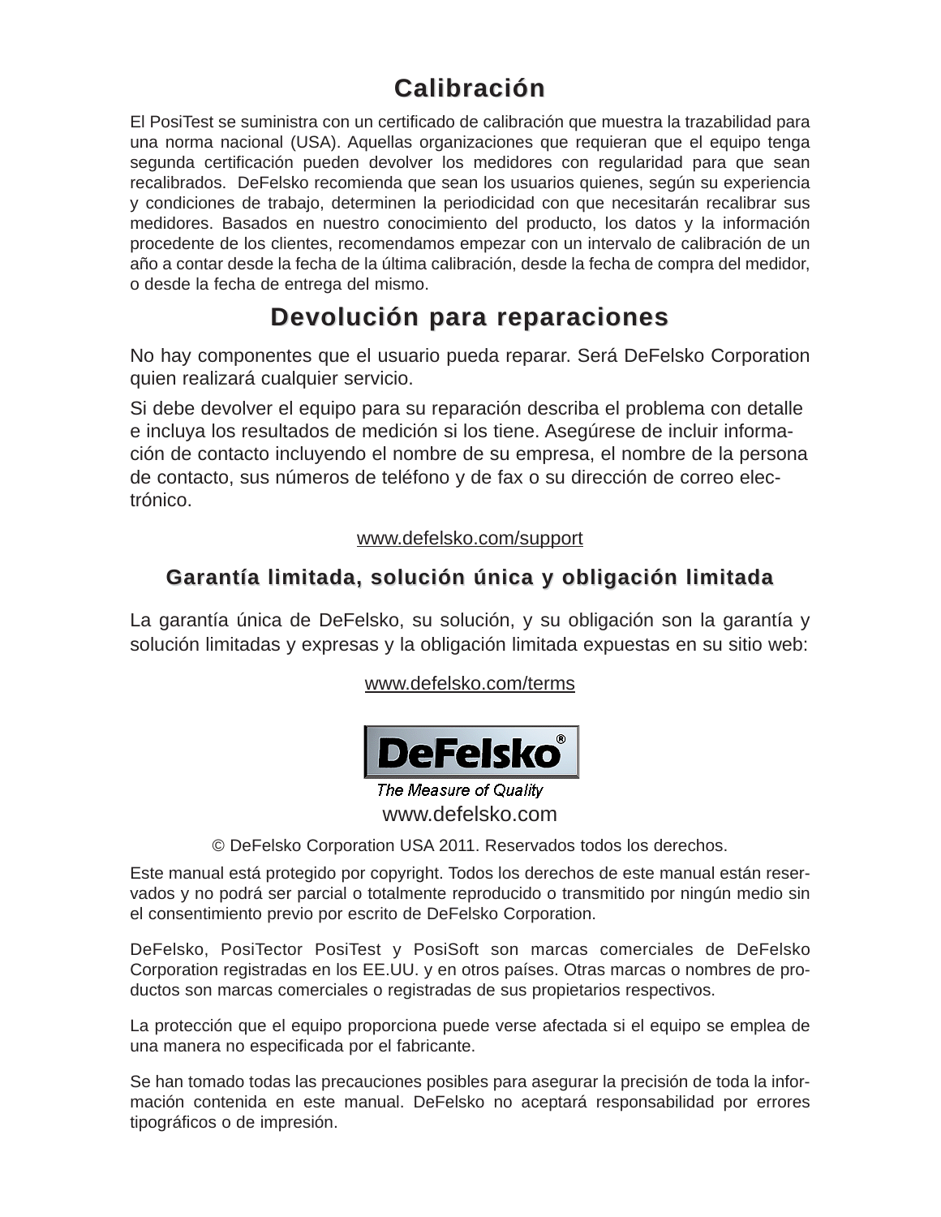## Calibración

El PosiTest se suministra con un certificado de calibración que muestra la trazabilidad para una norma nacional (USA). Aquellas organizaciones que requieran que el equipo tenga segunda certificación pueden devolver los medidores con regularidad para que sean recalibrados. DeFelsko recomienda que sean los usuarios quienes, según su experiencia y condiciones de trabajo, determinen la periodicidad con que necesitarán recalibrar sus medidores. Basados en nuestro conocimiento del producto, los datos y la información procedente de los clientes, recomendamos empezar con un intervalo de calibración de un año a contar desde la fecha de la última calibración, desde la fecha de compra del medidor, o desde la fecha de entrega del mismo.

## Devolución para reparaciones

No hay componentes que el usuario pueda reparar. Será DeFelsko Corporation quien realizará cualquier servicio.

Si debe devolver el equipo para su reparación describa el problema con detalle e incluya los resultados de medición si los tiene. Asegúrese de incluir información de contacto incluyendo el nombre de su empresa, el nombre de la persona de contacto, sus números de teléfono y de fax o su dirección de correo electrónico.

www.defelsko.com/support

## Garantía limitada, solución única y obligación limitada

La garantía única de DeFelsko, su solución, y su obligación son la garantía y solución limitadas y expresas y la obligación limitada expuestas en su sitio web:

www.defelsko.com/terms

**DeFelsko®**
*The Measure of Quality*

www.defelsko.com

© DeFelsko Corporation USA 2011. Reservados todos los derechos.

Este manual está protegido por copyright. Todos los derechos de este manual están reservados y no podrá ser parcial o totalmente reproducido o transmitido por ningún medio sin el consentimiento previo por escrito de DeFelsko Corporation.

DeFelsko, PosiTector PosiTest y PosiSoft son marcas comerciales de DeFelsko Corporation registradas en los EE.UU. y en otros países. Otras marcas o nombres de productos son marcas comerciales o registradas de sus propietarios respectivos.

La protección que el equipo proporciona puede verse afectada si el equipo se emplea de una manera no especificada por el fabricante.

Se han tomado todas las precauciones posibles para asegurar la precisión de toda la información contenida en este manual. DeFelsko no aceptará responsabilidad por errores tipográficos o de impresión.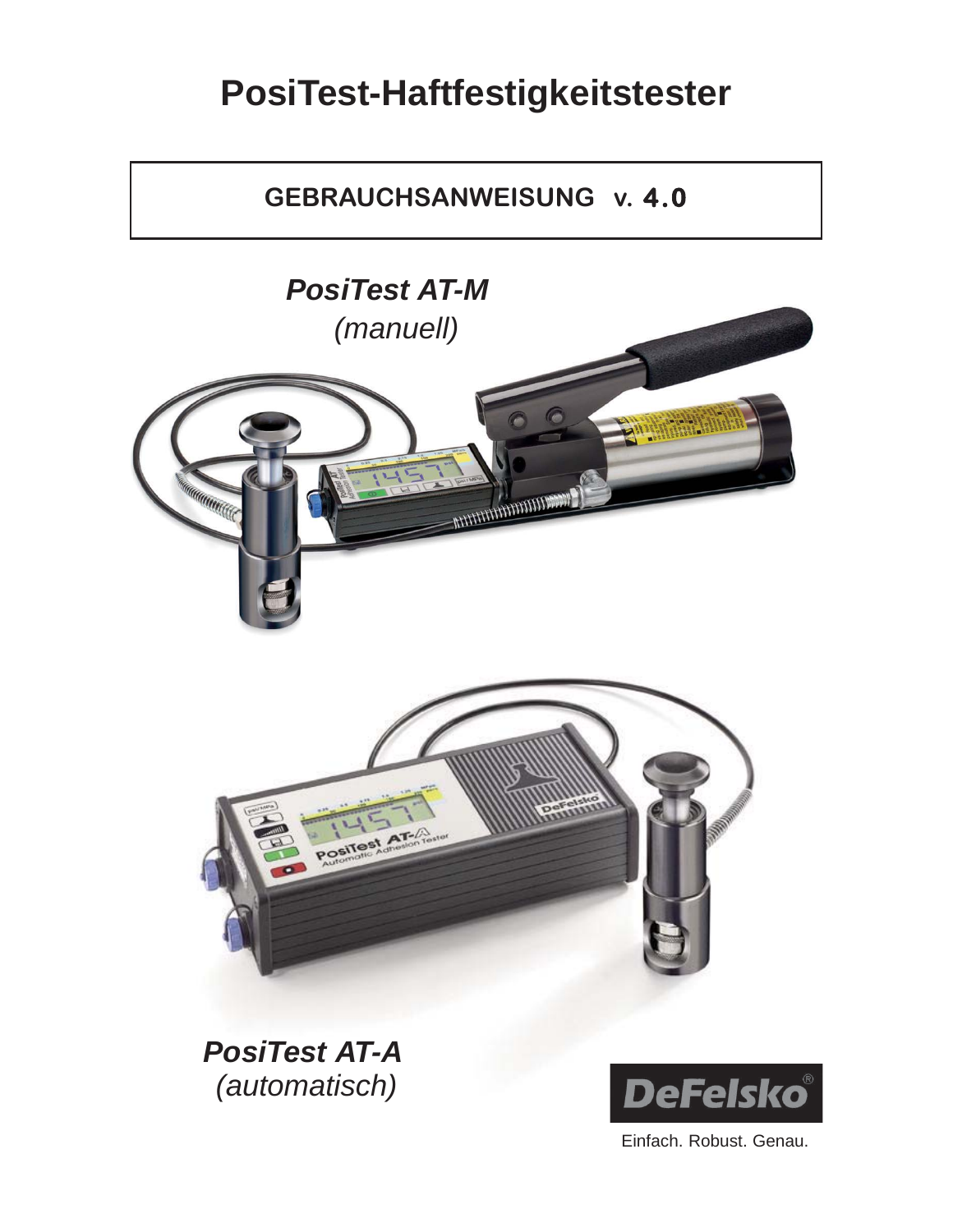# PosiTest-Haftfestigkeitstester

**GEBRAUCHSANWEISUNG v. 4.0**

***PosiTest AT-M***
*(manuell)*

***PosiTest AT-A***
*(automatisch)*

DeFelsko®

Einfach. Robust. Genau.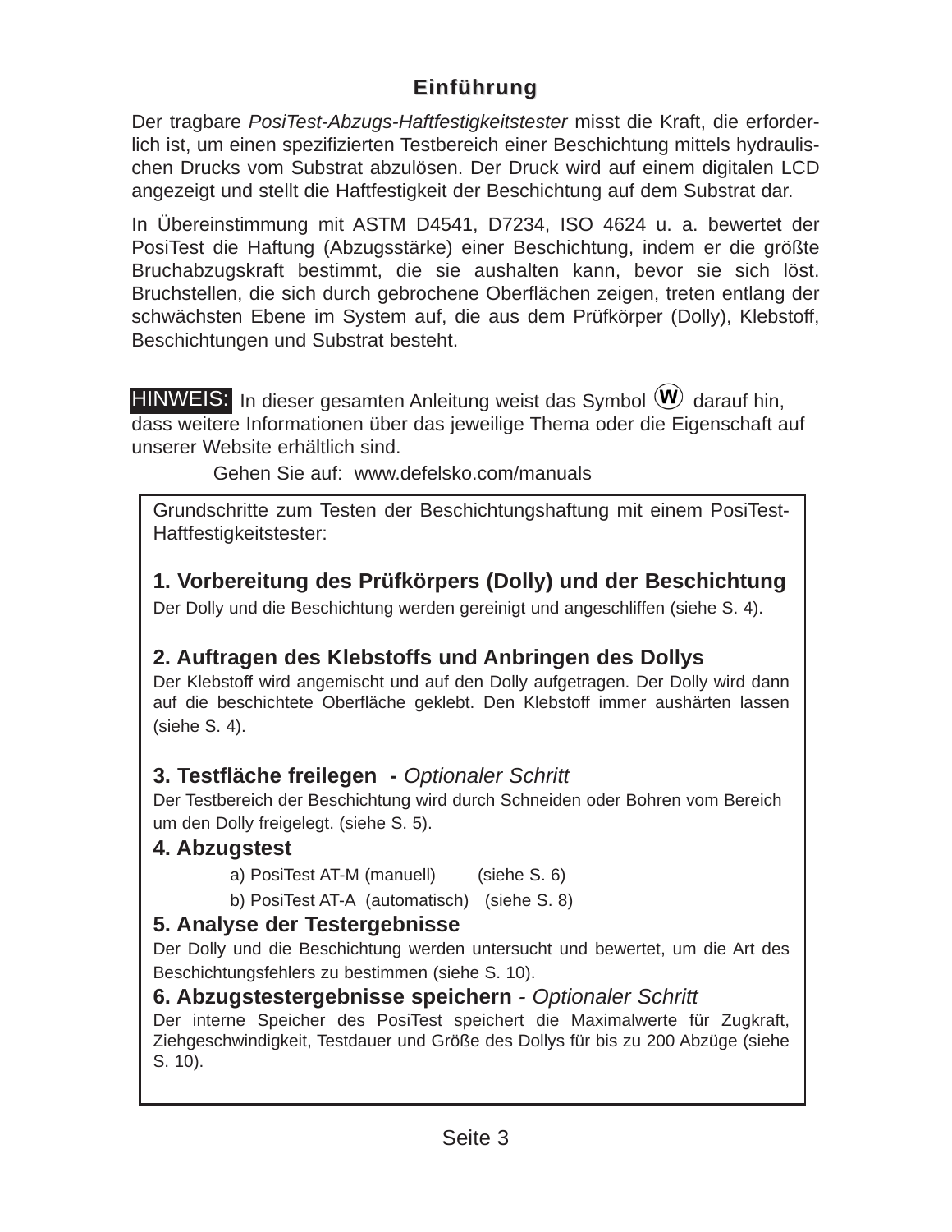## Einführung

Der tragbare *PosiTest-Abzugs-Haftfestigkeitstester* misst die Kraft, die erforderlich ist, um einen spezifizierten Testbereich einer Beschichtung mittels hydraulischen Drucks vom Substrat abzulösen. Der Druck wird auf einem digitalen LCD angezeigt und stellt die Haftfestigkeit der Beschichtung auf dem Substrat dar.

In Übereinstimmung mit ASTM D4541, D7234, ISO 4624 u. a. bewertet der PosiTest die Haftung (Abzugsstärke) einer Beschichtung, indem er die größte Bruchabzugskraft bestimmt, die sie aushalten kann, bevor sie sich löst. Bruchstellen, die sich durch gebrochene Oberflächen zeigen, treten entlang der schwächsten Ebene im System auf, die aus dem Prüfkörper (Dolly), Klebstoff, Beschichtungen und Substrat besteht.

**HINWEIS:** In dieser gesamten Anleitung weist das Symbol (W) darauf hin, dass weitere Informationen über das jeweilige Thema oder die Eigenschaft auf unserer Website erhältlich sind.

Gehen Sie auf: www.defelsko.com/manuals

Grundschritte zum Testen der Beschichtungshaftung mit einem PosiTest-Haftfestigkeitstester:

**1. Vorbereitung des Prüfkörpers (Dolly) und der Beschichtung**
Der Dolly und die Beschichtung werden gereinigt und angeschliffen (siehe S. 4).

**2. Auftragen des Klebstoffs und Anbringen des Dollys**
Der Klebstoff wird angemischt und auf den Dolly aufgetragen. Der Dolly wird dann auf die beschichtete Oberfläche geklebt. Den Klebstoff immer aushärten lassen (siehe S. 4).

**3. Testfläche freilegen - *Optionaler Schritt***
Der Testbereich der Beschichtung wird durch Schneiden oder Bohren vom Bereich um den Dolly freigelegt. (siehe S. 5).

**4. Abzugstest**
a) PosiTest AT-M (manuell) (siehe S. 6)
b) PosiTest AT-A (automatisch) (siehe S. 8)

**5. Analyse der Testergebnisse**
Der Dolly und die Beschichtung werden untersucht und bewertet, um die Art des Beschichtungsfehlers zu bestimmen (siehe S. 10).

**6. Abzugstestergebnisse speichern** - *Optionaler Schritt*
Der interne Speicher des PosiTest speichert die Maximalwerte für Zugkraft, Ziehgeschwindigkeit, Testdauer und Größe des Dollys für bis zu 200 Abzüge (siehe S. 10).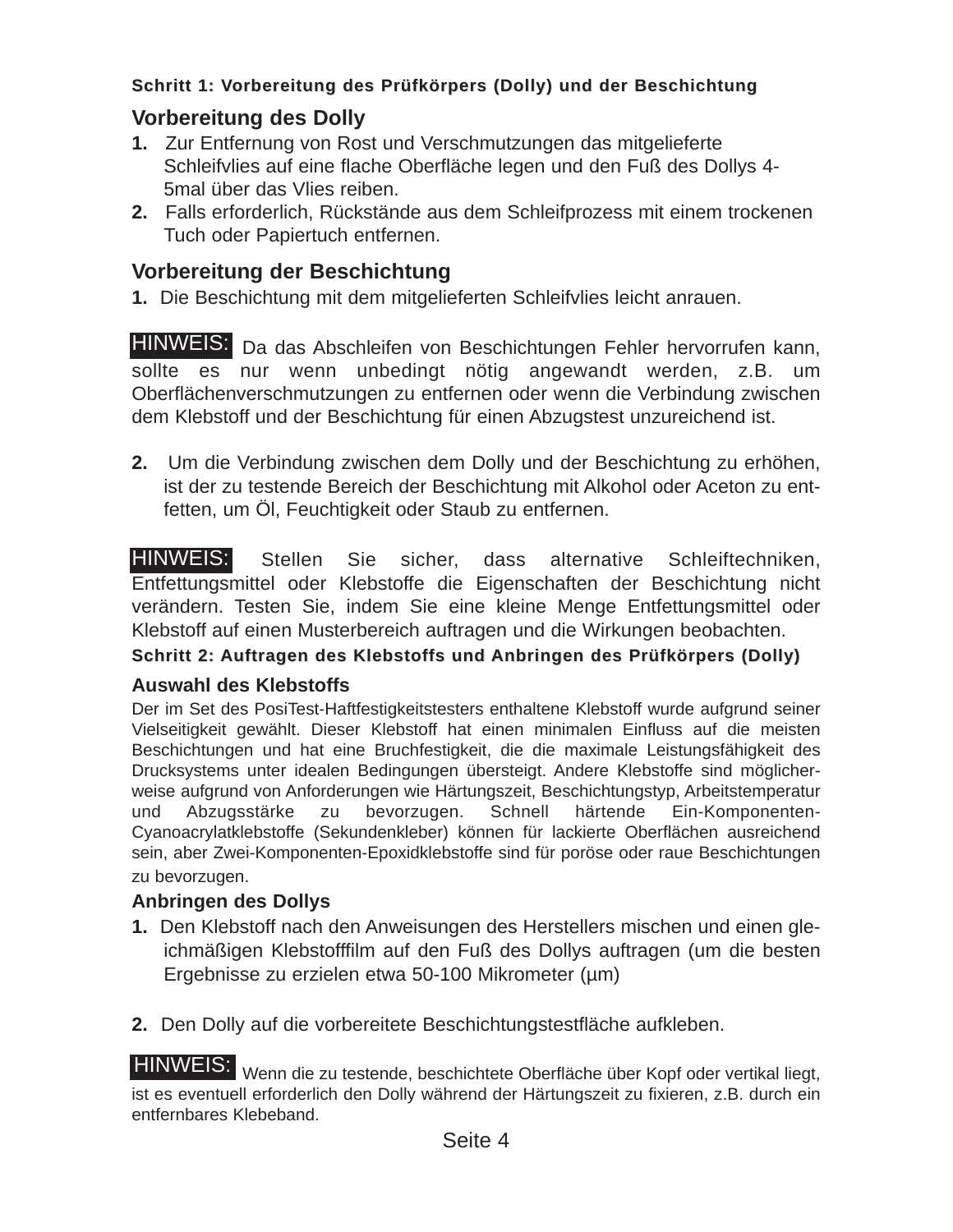### Schritt 1: Vorbereitung des Prüfkörpers (Dolly) und der Beschichtung

#### Vorbereitung des Dolly

1. Zur Entfernung von Rost und Verschmutzungen das mitgelieferte Schleifvlies auf eine flache Oberfläche legen und den Fuß des Dollys 4-5mal über das Vlies reiben.
2. Falls erforderlich, Rückstände aus dem Schleifprozess mit einem trockenen Tuch oder Papiertuch entfernen.

#### Vorbereitung der Beschichtung

1. Die Beschichtung mit dem mitgelieferten Schleifvlies leicht anrauen.

**HINWEIS:** Da das Abschleifen von Beschichtungen Fehler hervorrufen kann, sollte es nur wenn unbedingt nötig angewandt werden, z.B. um Oberflächenverschmutzungen zu entfernen oder wenn die Verbindung zwischen dem Klebstoff und der Beschichtung für einen Abzugstest unzureichend ist.

2. Um die Verbindung zwischen dem Dolly und der Beschichtung zu erhöhen, ist der zu testende Bereich der Beschichtung mit Alkohol oder Aceton zu entfetten, um Öl, Feuchtigkeit oder Staub zu entfernen.

**HINWEIS:** Stellen Sie sicher, dass alternative Schleiftechniken, Entfettungsmittel oder Klebstoffe die Eigenschaften der Beschichtung nicht verändern. Testen Sie, indem Sie eine kleine Menge Entfettungsmittel oder Klebstoff auf einen Musterbereich auftragen und die Wirkungen beobachten.

### Schritt 2: Auftragen des Klebstoffs und Anbringen des Prüfkörpers (Dolly)

#### Auswahl des Klebstoffs

Der im Set des PosiTest-Haftfestigkeitstesters enthaltene Klebstoff wurde aufgrund seiner Vielseitigkeit gewählt. Dieser Klebstoff hat einen minimalen Einfluss auf die meisten Beschichtungen und hat eine Bruchfestigkeit, die die maximale Leistungsfähigkeit des Drucksystems unter idealen Bedingungen übersteigt. Andere Klebstoffe sind möglicherweise aufgrund von Anforderungen wie Härtungszeit, Beschichtungstyp, Arbeitstemperatur und Abzugsstärke zu bevorzugen. Schnell härtende Ein-Komponenten-Cyanoacrylatklebstoffe (Sekundenkleber) können für lackierte Oberflächen ausreichend sein, aber Zwei-Komponenten-Epoxidklebstoffe sind für poröse oder raue Beschichtungen zu bevorzugen.

#### Anbringen des Dollys

1. Den Klebstoff nach den Anweisungen des Herstellers mischen und einen gleichmäßigen Klebstofffilm auf den Fuß des Dollys auftragen (um die besten Ergebnisse zu erzielen etwa 50-100 Mikrometer (µm)

2. Den Dolly auf die vorbereitete Beschichtungstestfläche aufkleben.

**HINWEIS:** Wenn die zu testende, beschichtete Oberfläche über Kopf oder vertikal liegt, ist es eventuell erforderlich den Dolly während der Härtungszeit zu fixieren, z.B. durch ein entfernbares Klebeband.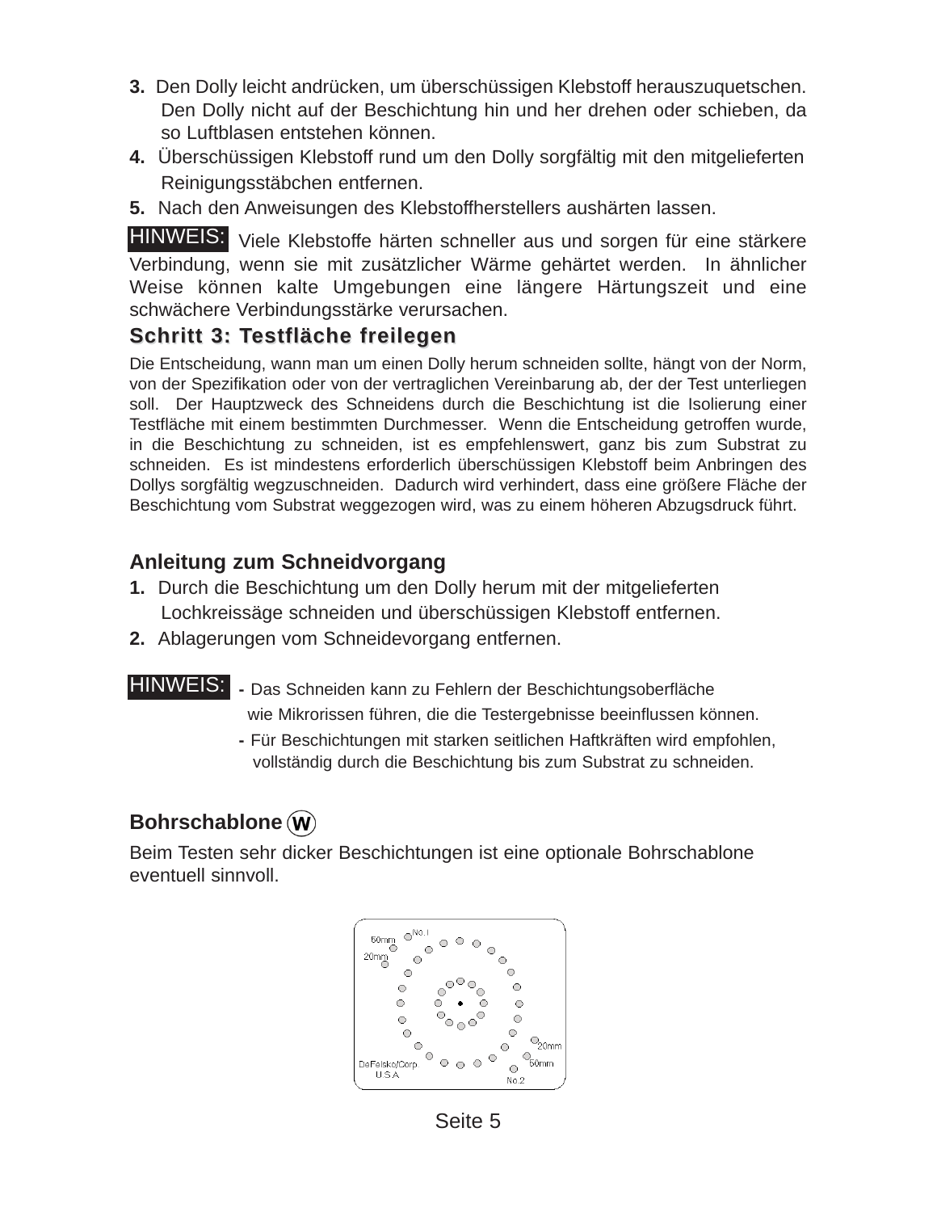3. Den Dolly leicht andrücken, um überschüssigen Klebstoff herauszuquetschen. Den Dolly nicht auf der Beschichtung hin und her drehen oder schieben, da so Luftblasen entstehen können.
4. Überschüssigen Klebstoff rund um den Dolly sorgfältig mit den mitgelieferten Reinigungsstäbchen entfernen.
5. Nach den Anweisungen des Klebstoffherstellers aushärten lassen.

**HINWEIS:** Viele Klebstoffe härten schneller aus und sorgen für eine stärkere Verbindung, wenn sie mit zusätzlicher Wärme gehärtet werden. In ähnlicher Weise können kalte Umgebungen eine längere Härtungszeit und eine schwächere Verbindungsstärke verursachen.

## Schritt 3: Testfläche freilegen

Die Entscheidung, wann man um einen Dolly herum schneiden sollte, hängt von der Norm, von der Spezifikation oder von der vertraglichen Vereinbarung ab, der der Test unterliegen soll. Der Hauptzweck des Schneidens durch die Beschichtung ist die Isolierung einer Testfläche mit einem bestimmten Durchmesser. Wenn die Entscheidung getroffen wurde, in die Beschichtung zu schneiden, ist es empfehlenswert, ganz bis zum Substrat zu schneiden. Es ist mindestens erforderlich überschüssigen Klebstoff beim Anbringen des Dollys sorgfältig wegzuschneiden. Dadurch wird verhindert, dass eine größere Fläche der Beschichtung vom Substrat weggezogen wird, was zu einem höheren Abzugsdruck führt.

### Anleitung zum Schneidvorgang

1. Durch die Beschichtung um den Dolly herum mit der mitgelieferten Lochkreissäge schneiden und überschüssigen Klebstoff entfernen.
2. Ablagerungen vom Schneidevorgang entfernen.

**HINWEIS:**
- Das Schneiden kann zu Fehlern der Beschichtungsoberfläche wie Mikrorissen führen, die die Testergebnisse beeinflussen können.
- Für Beschichtungen mit starken seitlichen Haftkräften wird empfohlen, vollständig durch die Beschichtung bis zum Substrat zu schneiden.

### Bohrschablone (W)

Beim Testen sehr dicker Beschichtungen ist eine optionale Bohrschablone eventuell sinnvoll.

No.1 50mm 20mm 20mm 50mm DeFelsko/Corp. U.S.A No.2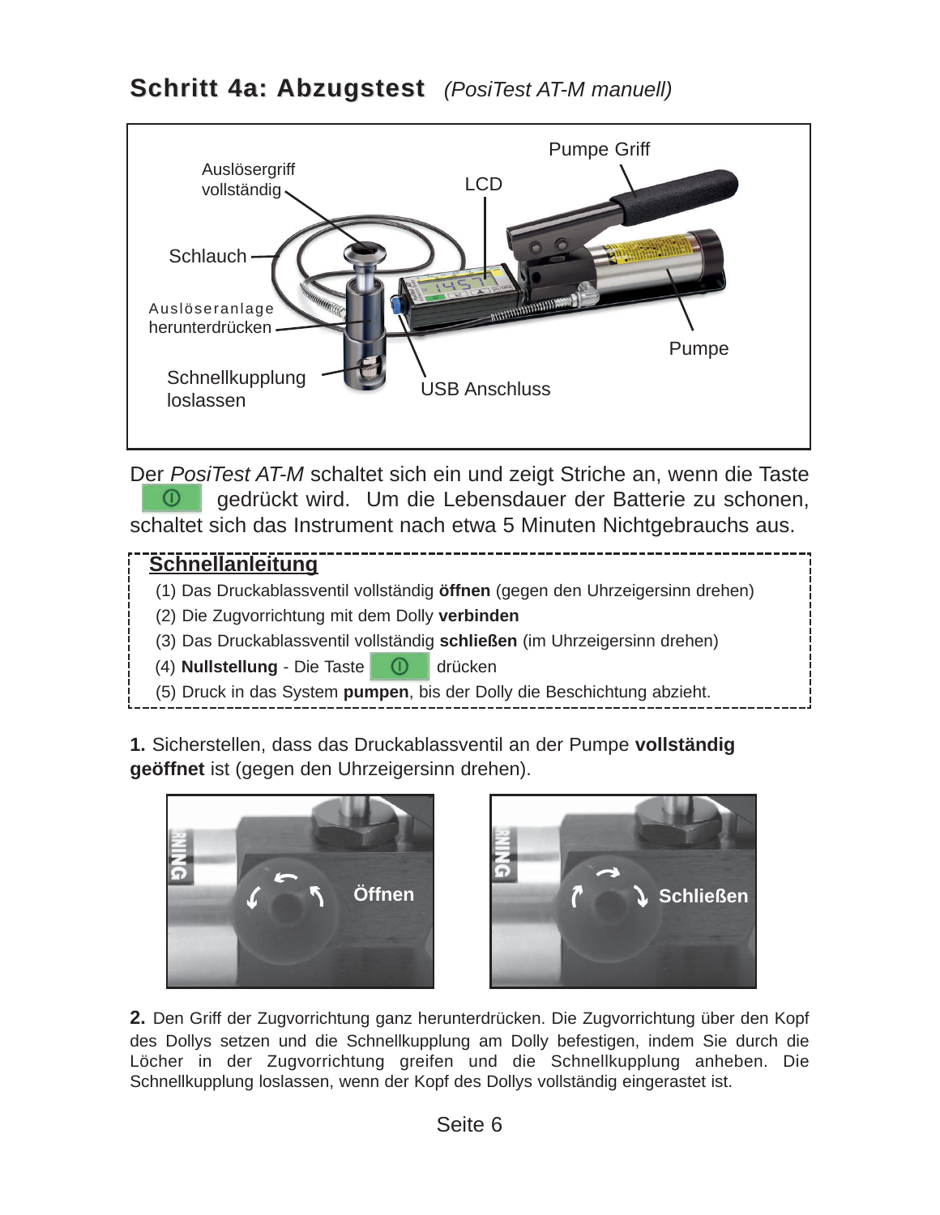## Schritt 4a: Abzugstest *(PosiTest AT-M manuell)*

Pumpe Griff

Auslösergriff vollständig

LCD

Schlauch

Auslöseranlage herunterdrücken

Pumpe

Schnellkupplung loslassen

USB Anschluss

Der *PosiTest AT-M* schaltet sich ein und zeigt Striche an, wenn die Taste ⓘ gedrückt wird. Um die Lebensdauer der Batterie zu schonen, schaltet sich das Instrument nach etwa 5 Minuten Nichtgebrauchs aus.

**Schnellanleitung**

(1) Das Druckablassventil vollständig **öffnen** (gegen den Uhrzeigersinn drehen)
(2) Die Zugvorrichtung mit dem Dolly **verbinden**
(3) Das Druckablassventil vollständig **schließen** (im Uhrzeigersinn drehen)
(4) **Nullstellung** - Die Taste ⓘ drücken
(5) Druck in das System **pumpen**, bis der Dolly die Beschichtung abzieht.

**1.** Sicherstellen, dass das Druckablassventil an der Pumpe **vollständig geöffnet** ist (gegen den Uhrzeigersinn drehen).

Öffnen

Schließen

**2.** Den Griff der Zugvorrichtung ganz herunterdrücken. Die Zugvorrichtung über den Kopf des Dollys setzen und die Schnellkupplung am Dolly befestigen, indem Sie durch die Löcher in der Zugvorrichtung greifen und die Schnellkupplung anheben. Die Schnellkupplung loslassen, wenn der Kopf des Dollys vollständig eingerastet ist.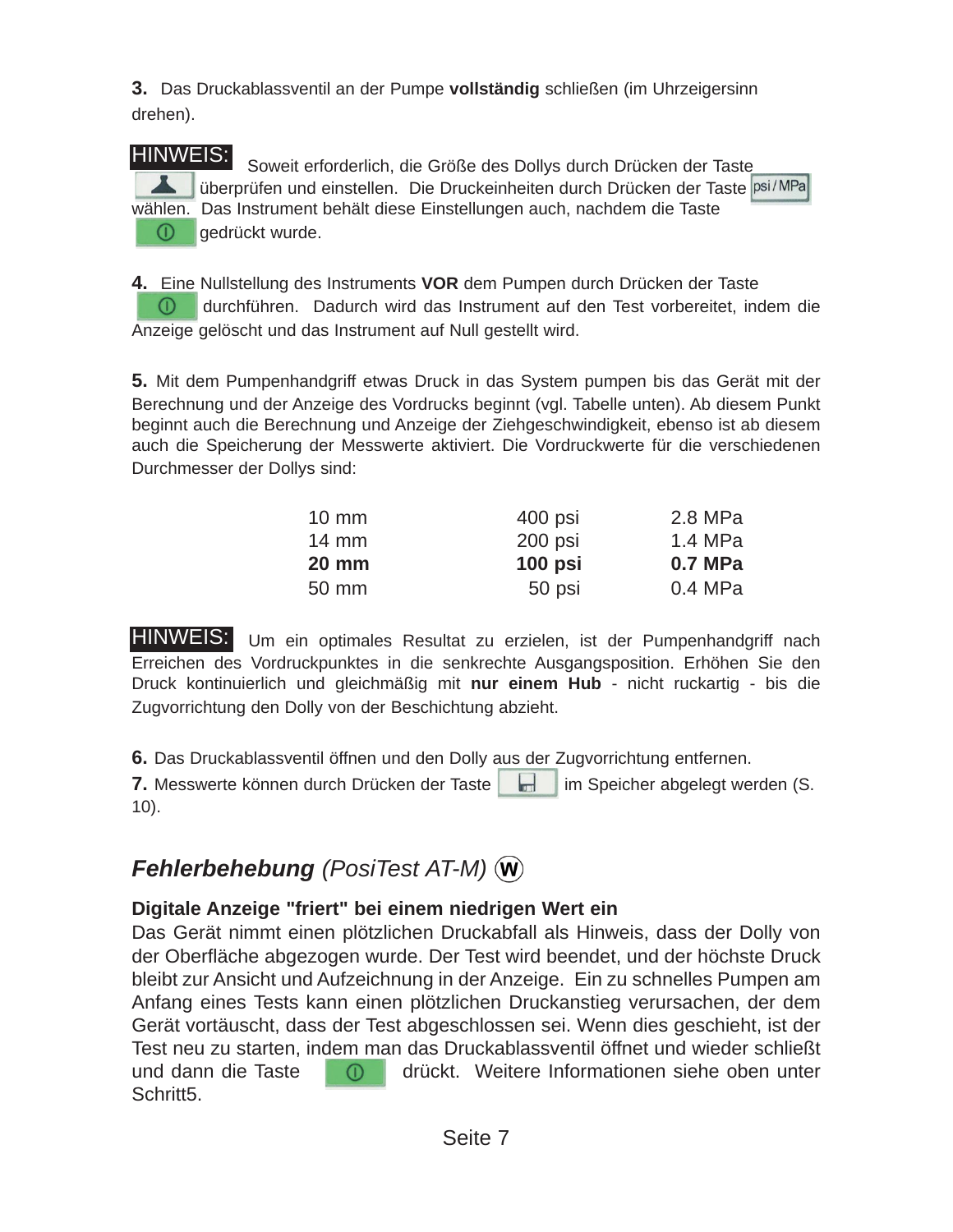**3.** Das Druckablassventil an der Pumpe **vollständig** schließen (im Uhrzeigersinn drehen).

**HINWEIS:** Soweit erforderlich, die Größe des Dollys durch Drücken der Taste überprüfen und einstellen. Die Druckeinheiten durch Drücken der Taste psi/MPa wählen. Das Instrument behält diese Einstellungen auch, nachdem die Taste gedrückt wurde.

**4.** Eine Nullstellung des Instruments **VOR** dem Pumpen durch Drücken der Taste durchführen. Dadurch wird das Instrument auf den Test vorbereitet, indem die Anzeige gelöscht und das Instrument auf Null gestellt wird.

**5.** Mit dem Pumpenhandgriff etwas Druck in das System pumpen bis das Gerät mit der Berechnung und der Anzeige des Vordrucks beginnt (vgl. Tabelle unten). Ab diesem Punkt beginnt auch die Berechnung und Anzeige der Ziehgeschwindigkeit, ebenso ist ab diesem auch die Speicherung der Messwerte aktiviert. Die Vordruckwerte für die verschiedenen Durchmesser der Dollys sind:

| | | |
|---|---|---|
| 10 mm | 400 psi | 2.8 MPa |
| 14 mm | 200 psi | 1.4 MPa |
| **20 mm** | **100 psi** | **0.7 MPa** |
| 50 mm | 50 psi | 0.4 MPa |

**HINWEIS:** Um ein optimales Resultat zu erzielen, ist der Pumpenhandgriff nach Erreichen des Vordruckpunktes in die senkrechte Ausgangsposition. Erhöhen Sie den Druck kontinuierlich und gleichmäßig mit **nur einem Hub** - nicht ruckartig - bis die Zugvorrichtung den Dolly von der Beschichtung abzieht.

**6.** Das Druckablassventil öffnen und den Dolly aus der Zugvorrichtung entfernen.

**7.** Messwerte können durch Drücken der Taste im Speicher abgelegt werden (S. 10).

## *Fehlerbehebung (PosiTest AT-M)* Ⓦ

**Digitale Anzeige "friert" bei einem niedrigen Wert ein**

Das Gerät nimmt einen plötzlichen Druckabfall als Hinweis, dass der Dolly von der Oberfläche abgezogen wurde. Der Test wird beendet, und der höchste Druck bleibt zur Ansicht und Aufzeichnung in der Anzeige. Ein zu schnelles Pumpen am Anfang eines Tests kann einen plötzlichen Druckanstieg verursachen, der dem Gerät vortäuscht, dass der Test abgeschlossen sei. Wenn dies geschieht, ist der Test neu zu starten, indem man das Druckablassventil öffnet und wieder schließt und dann die Taste drückt. Weitere Informationen siehe oben unter Schritt5.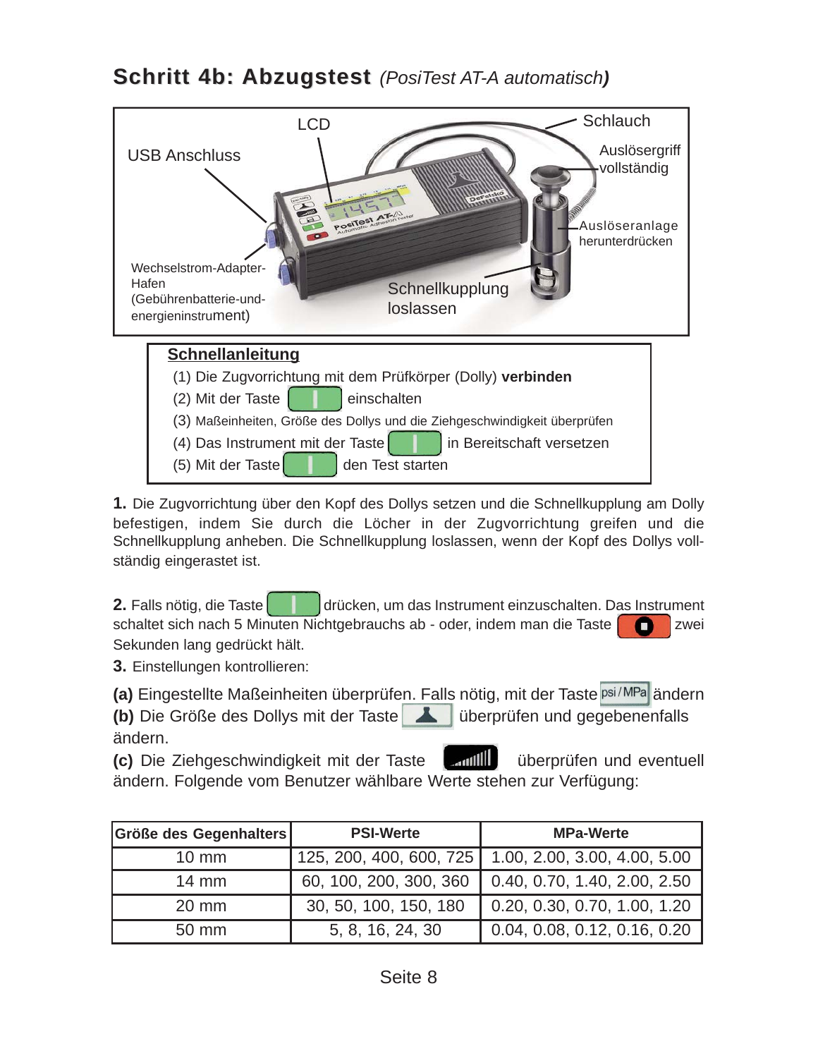## Schritt 4b: Abzugstest *(PosiTest AT-A automatisch)*

LCD

Schlauch

USB Anschluss

Auslösergriff vollständig

Auslöseranlage herunterdrücken

Wechselstrom-Adapter-Hafen (Gebührenbatterie-und-energieninstrument)

Schnellkupplung loslassen

**Schnellanleitung**

(1) Die Zugvorrichtung mit dem Prüfkörper (Dolly) **verbinden**
(2) Mit der Taste einschalten
(3) Maßeinheiten, Größe des Dollys und die Ziehgeschwindigkeit überprüfen
(4) Das Instrument mit der Taste in Bereitschaft versetzen
(5) Mit der Taste den Test starten

**1.** Die Zugvorrichtung über den Kopf des Dollys setzen und die Schnellkupplung am Dolly befestigen, indem Sie durch die Löcher in der Zugvorrichtung greifen und die Schnellkupplung anheben. Die Schnellkupplung loslassen, wenn der Kopf des Dollys vollständig eingerastet ist.

**2.** Falls nötig, die Taste drücken, um das Instrument einzuschalten. Das Instrument schaltet sich nach 5 Minuten Nichtgebrauchs ab - oder, indem man die Taste zwei Sekunden lang gedrückt hält.

**3.** Einstellungen kontrollieren:

**(a)** Eingestellte Maßeinheiten überprüfen. Falls nötig, mit der Taste psi / MPa ändern
**(b)** Die Größe des Dollys mit der Taste überprüfen und gegebenenfalls ändern.
**(c)** Die Ziehgeschwindigkeit mit der Taste überprüfen und eventuell ändern. Folgende vom Benutzer wählbare Werte stehen zur Verfügung:

| Größe des Gegenhalters | PSI-Werte | MPa-Werte |
|---|---|---|
| 10 mm | 125, 200, 400, 600, 725 | 1.00, 2.00, 3.00, 4.00, 5.00 |
| 14 mm | 60, 100, 200, 300, 360 | 0.40, 0.70, 1.40, 2.00, 2.50 |
| 20 mm | 30, 50, 100, 150, 180 | 0.20, 0.30, 0.70, 1.00, 1.20 |
| 50 mm | 5, 8, 16, 24, 30 | 0.04, 0.08, 0.12, 0.16, 0.20 |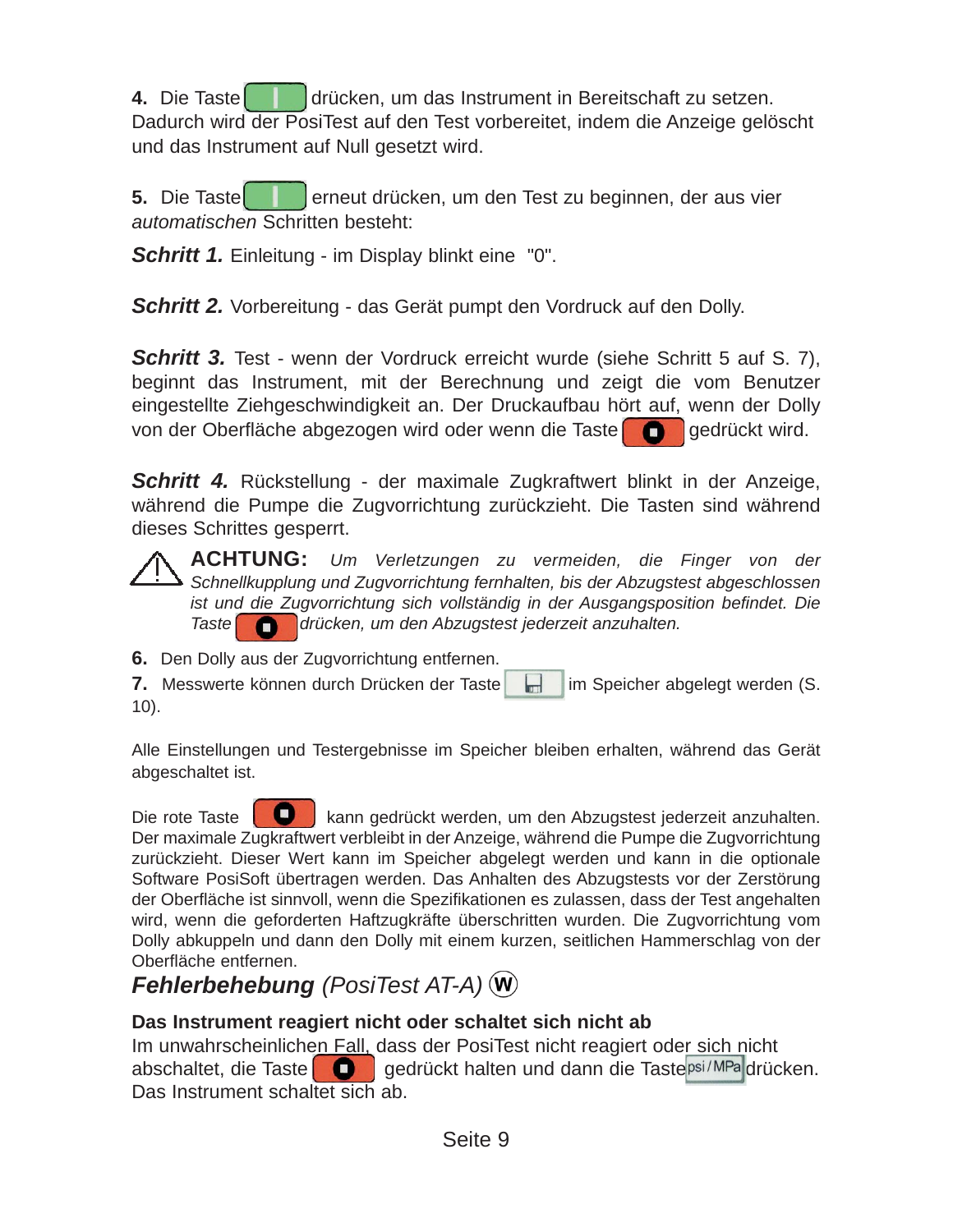**4.** Die Taste [ ▮ ] drücken, um das Instrument in Bereitschaft zu setzen. Dadurch wird der PosiTest auf den Test vorbereitet, indem die Anzeige gelöscht und das Instrument auf Null gesetzt wird.

**5.** Die Taste [ ▮ ] erneut drücken, um den Test zu beginnen, der aus vier *automatischen* Schritten besteht:

***Schritt 1.*** Einleitung - im Display blinkt eine "0".

***Schritt 2.*** Vorbereitung - das Gerät pumpt den Vordruck auf den Dolly.

***Schritt 3.*** Test - wenn der Vordruck erreicht wurde (siehe Schritt 5 auf S. 7), beginnt das Instrument, mit der Berechnung und zeigt die vom Benutzer eingestellte Ziehgeschwindigkeit an. Der Druckaufbau hört auf, wenn der Dolly von der Oberfläche abgezogen wird oder wenn die Taste [ ■ ] gedrückt wird.

***Schritt 4.*** Rückstellung - der maximale Zugkraftwert blinkt in der Anzeige, während die Pumpe die Zugvorrichtung zurückzieht. Die Tasten sind während dieses Schrittes gesperrt.

⚠ **ACHTUNG:** *Um Verletzungen zu vermeiden, die Finger von der Schnellkupplung und Zugvorrichtung fernhalten, bis der Abzugstest abgeschlossen ist und die Zugvorrichtung sich vollständig in der Ausgangsposition befindet. Die Taste [ ■ ] drücken, um den Abzugstest jederzeit anzuhalten.*

**6.** Den Dolly aus der Zugvorrichtung entfernen.

**7.** Messwerte können durch Drücken der Taste [ 💾 ] im Speicher abgelegt werden (S. 10).

Alle Einstellungen und Testergebnisse im Speicher bleiben erhalten, während das Gerät abgeschaltet ist.

Die rote Taste [ ■ ] kann gedrückt werden, um den Abzugstest jederzeit anzuhalten. Der maximale Zugkraftwert verbleibt in der Anzeige, während die Pumpe die Zugvorrichtung zurückzieht. Dieser Wert kann im Speicher abgelegt werden und kann in die optionale Software PosiSoft übertragen werden. Das Anhalten des Abzugstests vor der Zerstörung der Oberfläche ist sinnvoll, wenn die Spezifikationen es zulassen, dass der Test angehalten wird, wenn die geforderten Haftzugkräfte überschritten wurden. Die Zugvorrichtung vom Dolly abkuppeln und dann den Dolly mit einem kurzen, seitlichen Hammerschlag von der Oberfläche entfernen.

## *Fehlerbehebung (PosiTest AT-A)* Ⓦ

**Das Instrument reagiert nicht oder schaltet sich nicht ab**

Im unwahrscheinlichen Fall, dass der PosiTest nicht reagiert oder sich nicht abschaltet, die Taste [ ■ ] gedrückt halten und dann die Taste [psi / MPa] drücken. Das Instrument schaltet sich ab.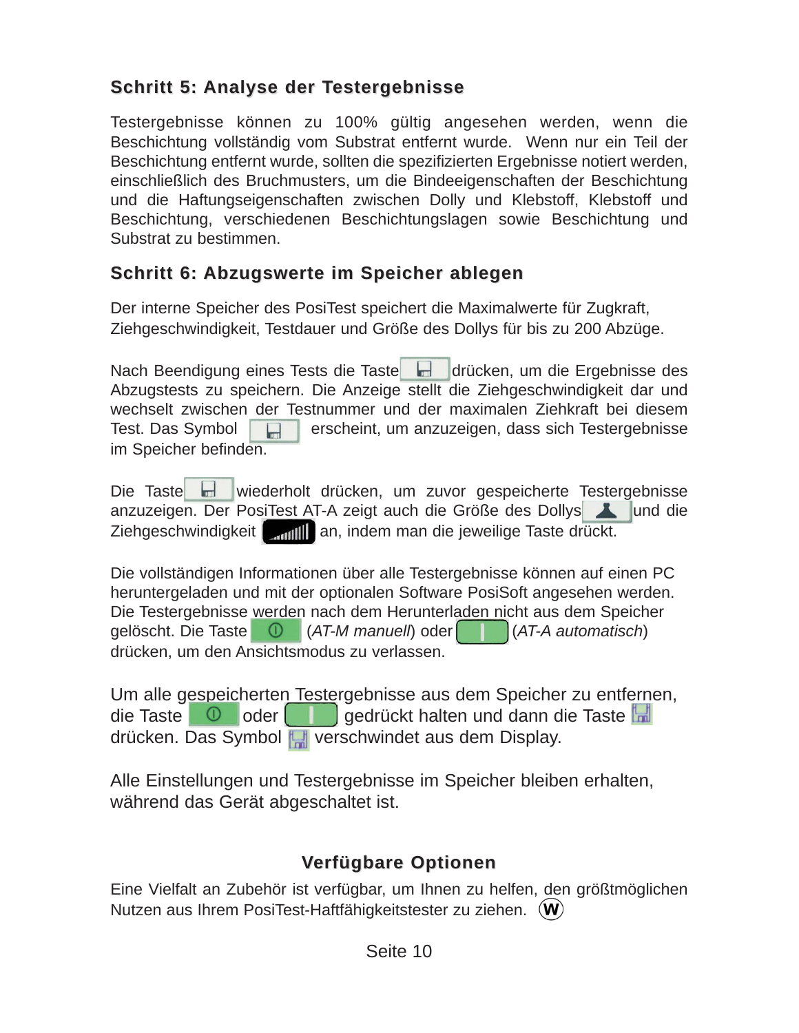## Schritt 5: Analyse der Testergebnisse

Testergebnisse können zu 100% gültig angesehen werden, wenn die Beschichtung vollständig vom Substrat entfernt wurde. Wenn nur ein Teil der Beschichtung entfernt wurde, sollten die spezifizierten Ergebnisse notiert werden, einschließlich des Bruchmusters, um die Bindeeigenschaften der Beschichtung und die Haftungseigenschaften zwischen Dolly und Klebstoff, Klebstoff und Beschichtung, verschiedenen Beschichtungslagen sowie Beschichtung und Substrat zu bestimmen.

## Schritt 6: Abzugswerte im Speicher ablegen

Der interne Speicher des PosiTest speichert die Maximalwerte für Zugkraft, Ziehgeschwindigkeit, Testdauer und Größe des Dollys für bis zu 200 Abzüge.

Nach Beendigung eines Tests die Taste drücken, um die Ergebnisse des Abzugstests zu speichern. Die Anzeige stellt die Ziehgeschwindigkeit dar und wechselt zwischen der Testnummer und der maximalen Ziehkraft bei diesem Test. Das Symbol erscheint, um anzuzeigen, dass sich Testergebnisse im Speicher befinden.

Die Taste wiederholt drücken, um zuvor gespeicherte Testergebnisse anzuzeigen. Der PosiTest AT-A zeigt auch die Größe des Dollys und die Ziehgeschwindigkeit an, indem man die jeweilige Taste drückt.

Die vollständigen Informationen über alle Testergebnisse können auf einen PC heruntergeladen und mit der optionalen Software PosiSoft angesehen werden. Die Testergebnisse werden nach dem Herunterladen nicht aus dem Speicher gelöscht. Die Taste (*AT-M manuell*) oder (*AT-A automatisch*) drücken, um den Ansichtsmodus zu verlassen.

Um alle gespeicherten Testergebnisse aus dem Speicher zu entfernen, die Taste oder gedrückt halten und dann die Taste drücken. Das Symbol verschwindet aus dem Display.

Alle Einstellungen und Testergebnisse im Speicher bleiben erhalten, während das Gerät abgeschaltet ist.

## Verfügbare Optionen

Eine Vielfalt an Zubehör ist verfügbar, um Ihnen zu helfen, den größtmöglichen Nutzen aus Ihrem PosiTest-Haftfähigkeitstester zu ziehen. (W)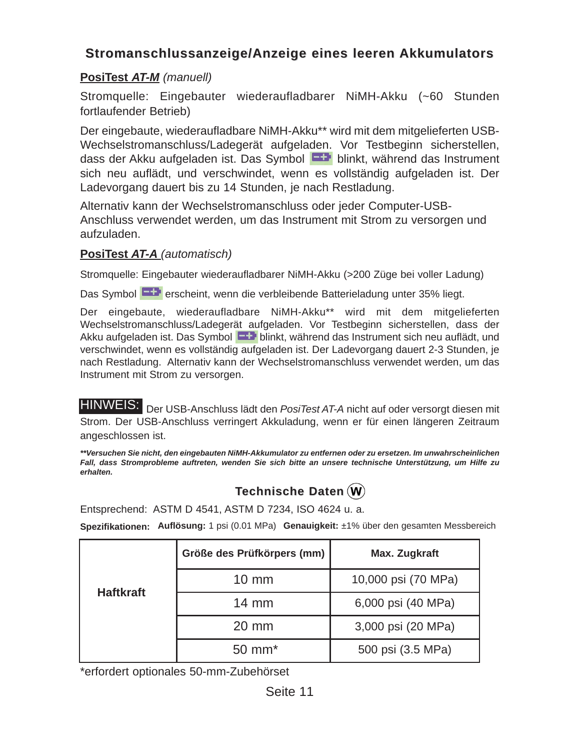## Stromanschlussanzeige/Anzeige eines leeren Akkumulators

**PosiTest *AT-M*** *(manuell)*

Stromquelle: Eingebauter wiederaufladbarer NiMH-Akku (~60 Stunden fortlaufender Betrieb)

Der eingebaute, wiederaufladbare NiMH-Akku** wird mit dem mitgelieferten USB-Wechselstromanschluss/Ladegerät aufgeladen. Vor Testbeginn sicherstellen, dass der Akku aufgeladen ist. Das Symbol blinkt, während das Instrument sich neu auflädt, und verschwindet, wenn es vollständig aufgeladen ist. Der Ladevorgang dauert bis zu 14 Stunden, je nach Restladung.

Alternativ kann der Wechselstromanschluss oder jeder Computer-USB-Anschluss verwendet werden, um das Instrument mit Strom zu versorgen und aufzuladen.

**PosiTest *AT-A*** *(automatisch)*

Stromquelle: Eingebauter wiederaufladbarer NiMH-Akku (>200 Züge bei voller Ladung)

Das Symbol erscheint, wenn die verbleibende Batterieladung unter 35% liegt.

Der eingebaute, wiederaufladbare NiMH-Akku** wird mit dem mitgelieferten Wechselstromanschluss/Ladegerät aufgeladen. Vor Testbeginn sicherstellen, dass der Akku aufgeladen ist. Das Symbol blinkt, während das Instrument sich neu auflädt, und verschwindet, wenn es vollständig aufgeladen ist. Der Ladevorgang dauert 2-3 Stunden, je nach Restladung. Alternativ kann der Wechselstromanschluss verwendet werden, um das Instrument mit Strom zu versorgen.

**HINWEIS:** Der USB-Anschluss lädt den *PosiTest AT-A* nicht auf oder versorgt diesen mit Strom. Der USB-Anschluss verringert Akkuladung, wenn er für einen längeren Zeitraum angeschlossen ist.

***\*\*Versuchen Sie nicht, den eingebauten NiMH-Akkumulator zu entfernen oder zu ersetzen. Im unwahrscheinlichen Fall, dass Stromprobleme auftreten, wenden Sie sich bitte an unsere technische Unterstützung, um Hilfe zu erhalten.***

## Technische Daten (W)

Entsprechend: ASTM D 4541, ASTM D 7234, ISO 4624 u. a.

**Spezifikationen:** **Auflösung:** 1 psi (0.01 MPa) **Genauigkeit:** ±1% über den gesamten Messbereich

| | Größe des Prüfkörpers (mm) | Max. Zugkraft |
|---|---|---|
| **Haftkraft** | 10 mm | 10,000 psi (70 MPa) |
| | 14 mm | 6,000 psi (40 MPa) |
| | 20 mm | 3,000 psi (20 MPa) |
| | 50 mm* | 500 psi (3.5 MPa) |

*erfordert optionales 50-mm-Zubehörset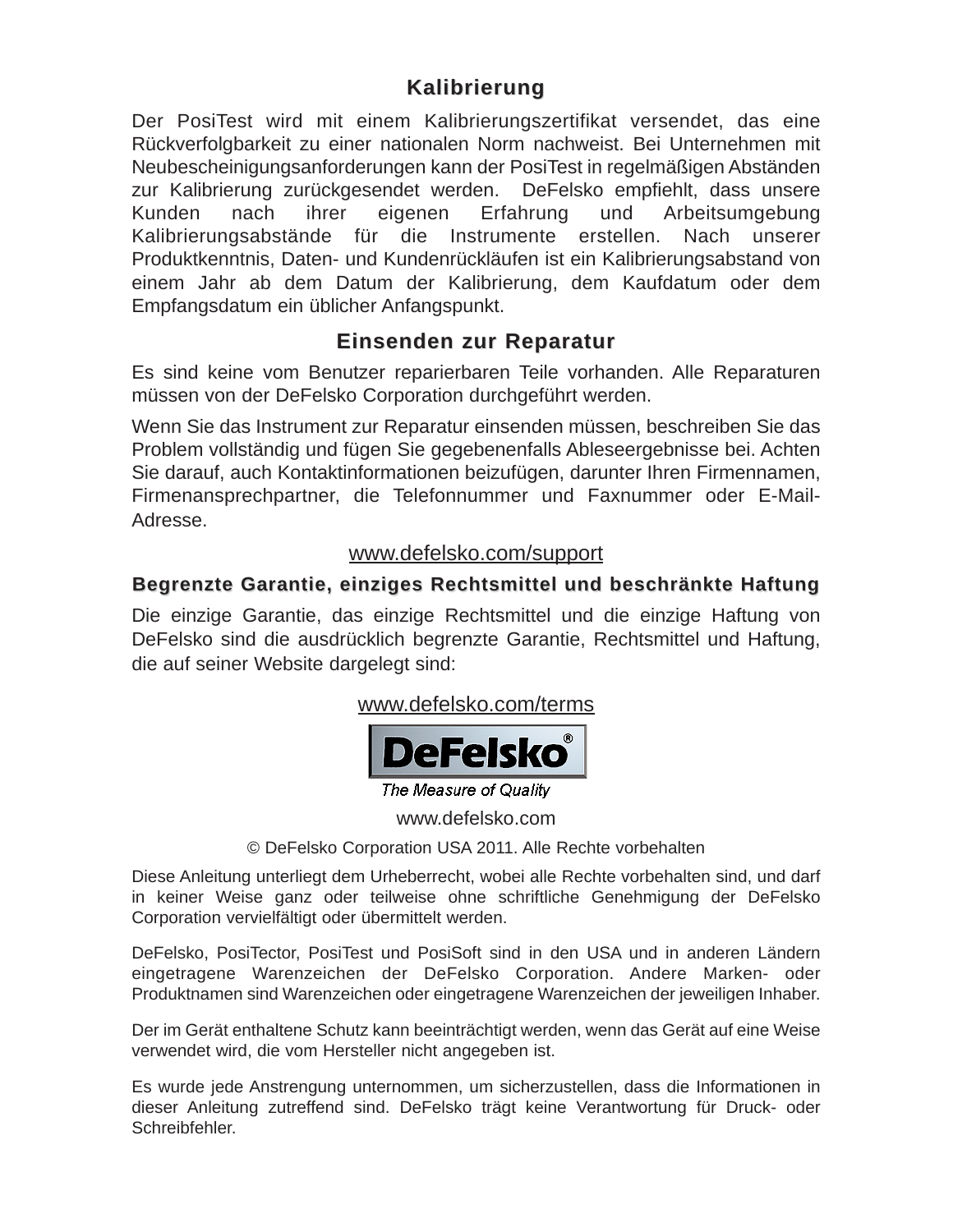## Kalibrierung

Der PosiTest wird mit einem Kalibrierungszertifikat versendet, das eine Rückverfolgbarkeit zu einer nationalen Norm nachweist. Bei Unternehmen mit Neubescheinigungsanforderungen kann der PosiTest in regelmäßigen Abständen zur Kalibrierung zurückgesendet werden. DeFelsko empfiehlt, dass unsere Kunden nach ihrer eigenen Erfahrung und Arbeitsumgebung Kalibrierungsabstände für die Instrumente erstellen. Nach unserer Produktkenntnis, Daten- und Kundenrückläufen ist ein Kalibrierungsabstand von einem Jahr ab dem Datum der Kalibrierung, dem Kaufdatum oder dem Empfangsdatum ein üblicher Anfangspunkt.

## Einsenden zur Reparatur

Es sind keine vom Benutzer reparierbaren Teile vorhanden. Alle Reparaturen müssen von der DeFelsko Corporation durchgeführt werden.

Wenn Sie das Instrument zur Reparatur einsenden müssen, beschreiben Sie das Problem vollständig und fügen Sie gegebenenfalls Ableseergebnisse bei. Achten Sie darauf, auch Kontaktinformationen beizufügen, darunter Ihren Firmennamen, Firmenansprechpartner, die Telefonnummer und Faxnummer oder E-Mail-Adresse.

www.defelsko.com/support

## Begrenzte Garantie, einziges Rechtsmittel und beschränkte Haftung

Die einzige Garantie, das einzige Rechtsmittel und die einzige Haftung von DeFelsko sind die ausdrücklich begrenzte Garantie, Rechtsmittel und Haftung, die auf seiner Website dargelegt sind:

www.defelsko.com/terms

DeFelsko®

*The Measure of Quality*

www.defelsko.com

© DeFelsko Corporation USA 2011. Alle Rechte vorbehalten

Diese Anleitung unterliegt dem Urheberrecht, wobei alle Rechte vorbehalten sind, und darf in keiner Weise ganz oder teilweise ohne schriftliche Genehmigung der DeFelsko Corporation vervielfältigt oder übermittelt werden.

DeFelsko, PosiTector, PosiTest und PosiSoft sind in den USA und in anderen Ländern eingetragene Warenzeichen der DeFelsko Corporation. Andere Marken- oder Produktnamen sind Warenzeichen oder eingetragene Warenzeichen der jeweiligen Inhaber.

Der im Gerät enthaltene Schutz kann beeinträchtigt werden, wenn das Gerät auf eine Weise verwendet wird, die vom Hersteller nicht angegeben ist.

Es wurde jede Anstrengung unternommen, um sicherzustellen, dass die Informationen in dieser Anleitung zutreffend sind. DeFelsko trägt keine Verantwortung für Druck- oder Schreibfehler.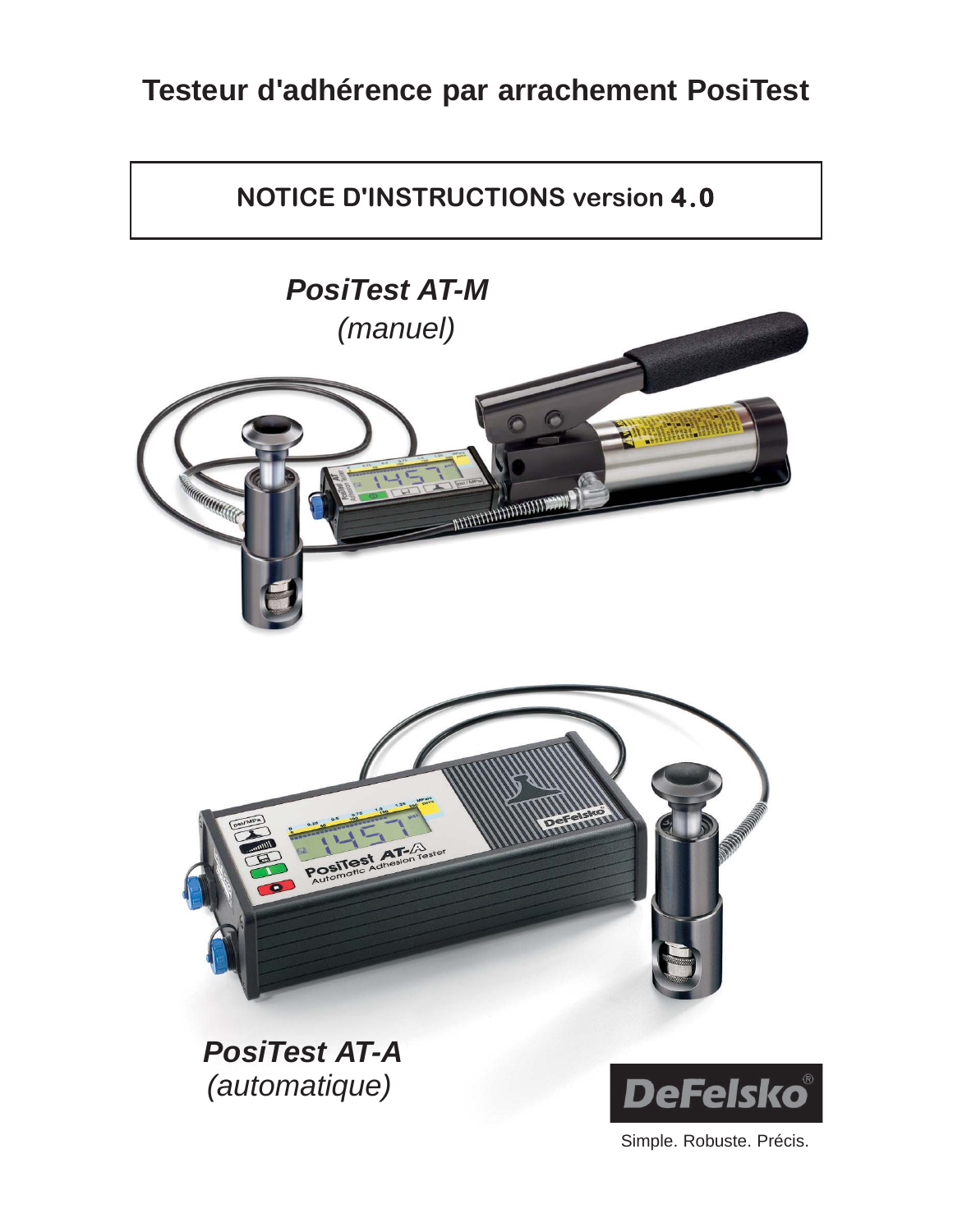# Testeur d'adhérence par arrachement PosiTest

**NOTICE D'INSTRUCTIONS version 4.0**

***PosiTest AT-M***

*(manuel)*

***PosiTest AT-A***

*(automatique)*

DeFelsko®

Simple. Robuste. Précis.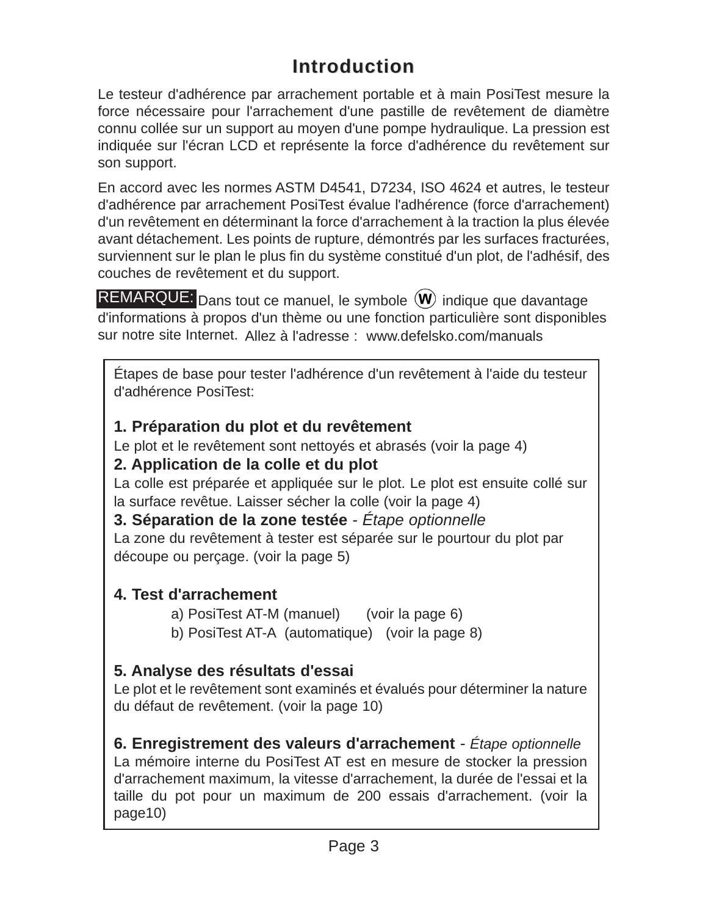# Introduction

Le testeur d'adhérence par arrachement portable et à main PosiTest mesure la force nécessaire pour l'arrachement d'une pastille de revêtement de diamètre connu collée sur un support au moyen d'une pompe hydraulique. La pression est indiquée sur l'écran LCD et représente la force d'adhérence du revêtement sur son support.

En accord avec les normes ASTM D4541, D7234, ISO 4624 et autres, le testeur d'adhérence par arrachement PosiTest évalue l'adhérence (force d'arrachement) d'un revêtement en déterminant la force d'arrachement à la traction la plus élevée avant détachement. Les points de rupture, démontrés par les surfaces fracturées, surviennent sur le plan le plus fin du système constitué d'un plot, de l'adhésif, des couches de revêtement et du support.

**REMARQUE:** Dans tout ce manuel, le symbole (W) indique que davantage d'informations à propos d'un thème ou une fonction particulière sont disponibles sur notre site Internet. Allez à l'adresse : www.defelsko.com/manuals

Étapes de base pour tester l'adhérence d'un revêtement à l'aide du testeur d'adhérence PosiTest:

**1. Préparation du plot et du revêtement**
Le plot et le revêtement sont nettoyés et abrasés (voir la page 4)

**2. Application de la colle et du plot**
La colle est préparée et appliquée sur le plot. Le plot est ensuite collé sur la surface revêtue. Laisser sécher la colle (voir la page 4)

**3. Séparation de la zone testée** - *Étape optionnelle*
La zone du revêtement à tester est séparée sur le pourtour du plot par découpe ou perçage. (voir la page 5)

**4. Test d'arrachement**
- a) PosiTest AT-M (manuel) (voir la page 6)
- b) PosiTest AT-A (automatique) (voir la page 8)

**5. Analyse des résultats d'essai**
Le plot et le revêtement sont examinés et évalués pour déterminer la nature du défaut de revêtement. (voir la page 10)

**6. Enregistrement des valeurs d'arrachement** - *Étape optionnelle*
La mémoire interne du PosiTest AT est en mesure de stocker la pression d'arrachement maximum, la vitesse d'arrachement, la durée de l'essai et la taille du pot pour un maximum de 200 essais d'arrachement. (voir la page10)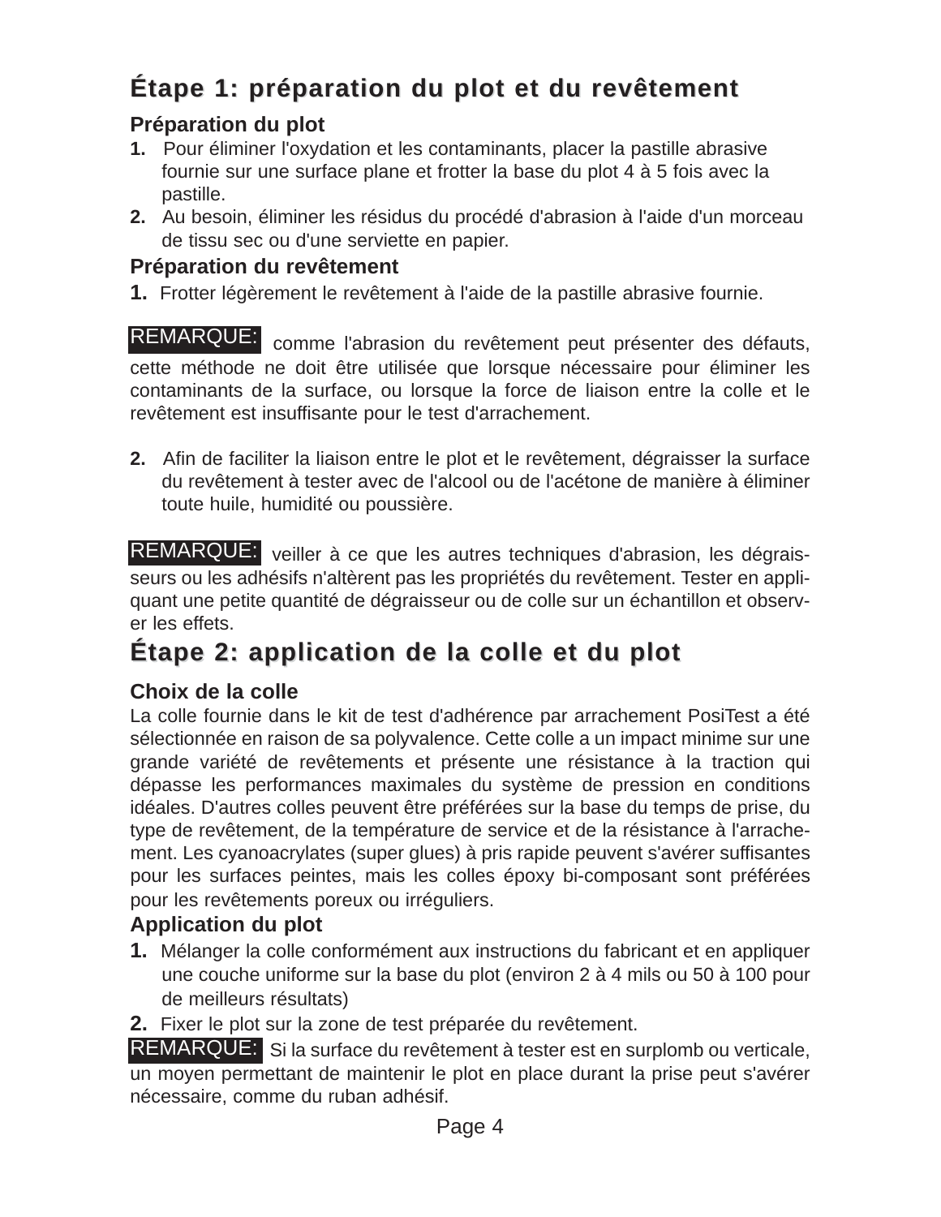# Étape 1: préparation du plot et du revêtement

### Préparation du plot

1. Pour éliminer l'oxydation et les contaminants, placer la pastille abrasive fournie sur une surface plane et frotter la base du plot 4 à 5 fois avec la pastille.
2. Au besoin, éliminer les résidus du procédé d'abrasion à l'aide d'un morceau de tissu sec ou d'une serviette en papier.

### Préparation du revêtement

1. Frotter légèrement le revêtement à l'aide de la pastille abrasive fournie.

**REMARQUE:** comme l'abrasion du revêtement peut présenter des défauts, cette méthode ne doit être utilisée que lorsque nécessaire pour éliminer les contaminants de la surface, ou lorsque la force de liaison entre la colle et le revêtement est insuffisante pour le test d'arrachement.

2. Afin de faciliter la liaison entre le plot et le revêtement, dégraisser la surface du revêtement à tester avec de l'alcool ou de l'acétone de manière à éliminer toute huile, humidité ou poussière.

**REMARQUE:** veiller à ce que les autres techniques d'abrasion, les dégraisseurs ou les adhésifs n'altèrent pas les propriétés du revêtement. Tester en appliquant une petite quantité de dégraisseur ou de colle sur un échantillon et observer les effets.

# Étape 2: application de la colle et du plot

### Choix de la colle

La colle fournie dans le kit de test d'adhérence par arrachement PosiTest a été sélectionnée en raison de sa polyvalence. Cette colle a un impact minime sur une grande variété de revêtements et présente une résistance à la traction qui dépasse les performances maximales du système de pression en conditions idéales. D'autres colles peuvent être préférées sur la base du temps de prise, du type de revêtement, de la température de service et de la résistance à l'arrachement. Les cyanoacrylates (super glues) à pris rapide peuvent s'avérer suffisantes pour les surfaces peintes, mais les colles époxy bi-composant sont préférées pour les revêtements poreux ou irréguliers.

### Application du plot

1. Mélanger la colle conformément aux instructions du fabricant et en appliquer une couche uniforme sur la base du plot (environ 2 à 4 mils ou 50 à 100 pour de meilleurs résultats)
2. Fixer le plot sur la zone de test préparée du revêtement.

**REMARQUE:** Si la surface du revêtement à tester est en surplomb ou verticale, un moyen permettant de maintenir le plot en place durant la prise peut s'avérer nécessaire, comme du ruban adhésif.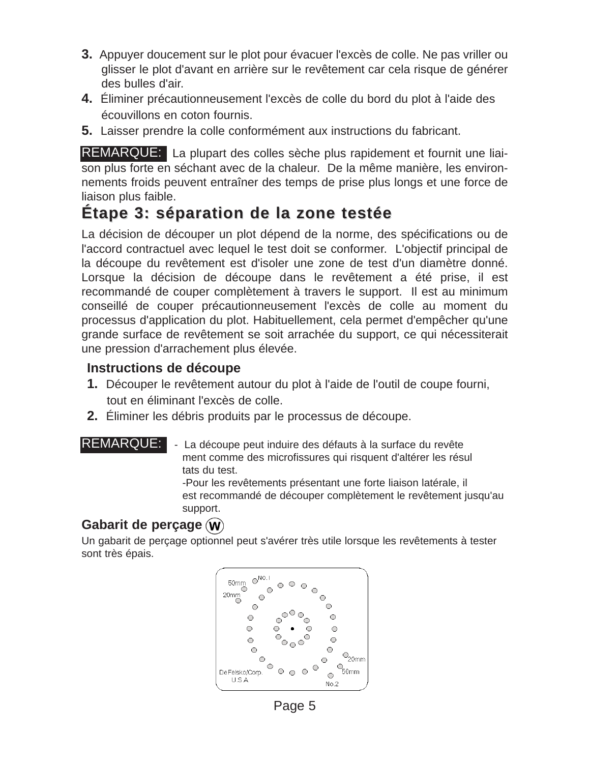3. Appuyer doucement sur le plot pour évacuer l'excès de colle. Ne pas vriller ou glisser le plot d'avant en arrière sur le revêtement car cela risque de générer des bulles d'air.
4. Éliminer précautionneusement l'excès de colle du bord du plot à l'aide des écouvillons en coton fournis.
5. Laisser prendre la colle conformément aux instructions du fabricant.

**REMARQUE:** La plupart des colles sèche plus rapidement et fournit une liaison plus forte en séchant avec de la chaleur. De la même manière, les environnements froids peuvent entraîner des temps de prise plus longs et une force de liaison plus faible.

## Étape 3: séparation de la zone testée

La décision de découper un plot dépend de la norme, des spécifications ou de l'accord contractuel avec lequel le test doit se conformer. L'objectif principal de la découpe du revêtement est d'isoler une zone de test d'un diamètre donné. Lorsque la décision de découpe dans le revêtement a été prise, il est recommandé de couper complètement à travers le support. Il est au minimum conseillé de couper précautionneusement l'excès de colle au moment du processus d'application du plot. Habituellement, cela permet d'empêcher qu'une grande surface de revêtement se soit arrachée du support, ce qui nécessiterait une pression d'arrachement plus élevée.

### Instructions de découpe

1. Découper le revêtement autour du plot à l'aide de l'outil de coupe fourni, tout en éliminant l'excès de colle.
2. Éliminer les débris produits par le processus de découpe.

**REMARQUE:** - La découpe peut induire des défauts à la surface du revêtement comme des microfissures qui risquent d'altérer les résultats du test.
-Pour les revêtements présentant une forte liaison latérale, il est recommandé de découper complètement le revêtement jusqu'au support.

### Gabarit de perçage (W)

Un gabarit de perçage optionnel peut s'avérer très utile lorsque les revêtements à tester sont très épais.

No.1 50mm 20mm 20mm 50mm DeFelsko/Corp. U.S.A No.2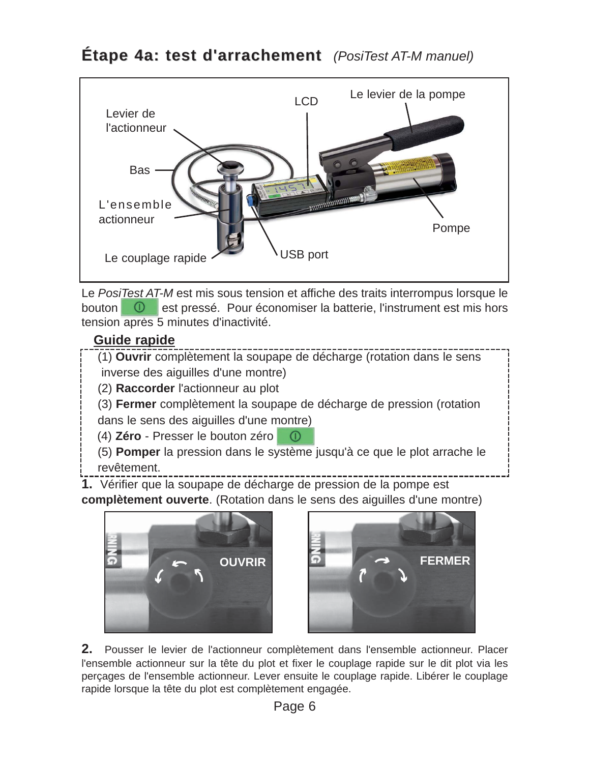## Étape 4a: test d'arrachement *(PosiTest AT-M manuel)*

Levier de l'actionneur

LCD

Le levier de la pompe

Bas

L'ensemble actionneur

Pompe

Le couplage rapide

USB port

Le *PosiTest AT-M* est mis sous tension et affiche des traits interrompus lorsque le bouton ⓘ est pressé. Pour économiser la batterie, l'instrument est mis hors tension après 5 minutes d'inactivité.

**Guide rapide**

(1) **Ouvrir** complètement la soupape de décharge (rotation dans le sens inverse des aiguilles d'une montre)
(2) **Raccorder** l'actionneur au plot
(3) **Fermer** complètement la soupape de décharge de pression (rotation dans le sens des aiguilles d'une montre)
(4) **Zéro** - Presser le bouton zéro ⓘ
(5) **Pomper** la pression dans le système jusqu'à ce que le plot arrache le revêtement.

**1.** Vérifier que la soupape de décharge de pression de la pompe est **complètement ouverte**. (Rotation dans le sens des aiguilles d'une montre)

OUVRIR

FERMER

**2.** Pousser le levier de l'actionneur complètement dans l'ensemble actionneur. Placer l'ensemble actionneur sur la tête du plot et fixer le couplage rapide sur le dit plot via les perçages de l'ensemble actionneur. Lever ensuite le couplage rapide. Libérer le couplage rapide lorsque la tête du plot est complètement engagée.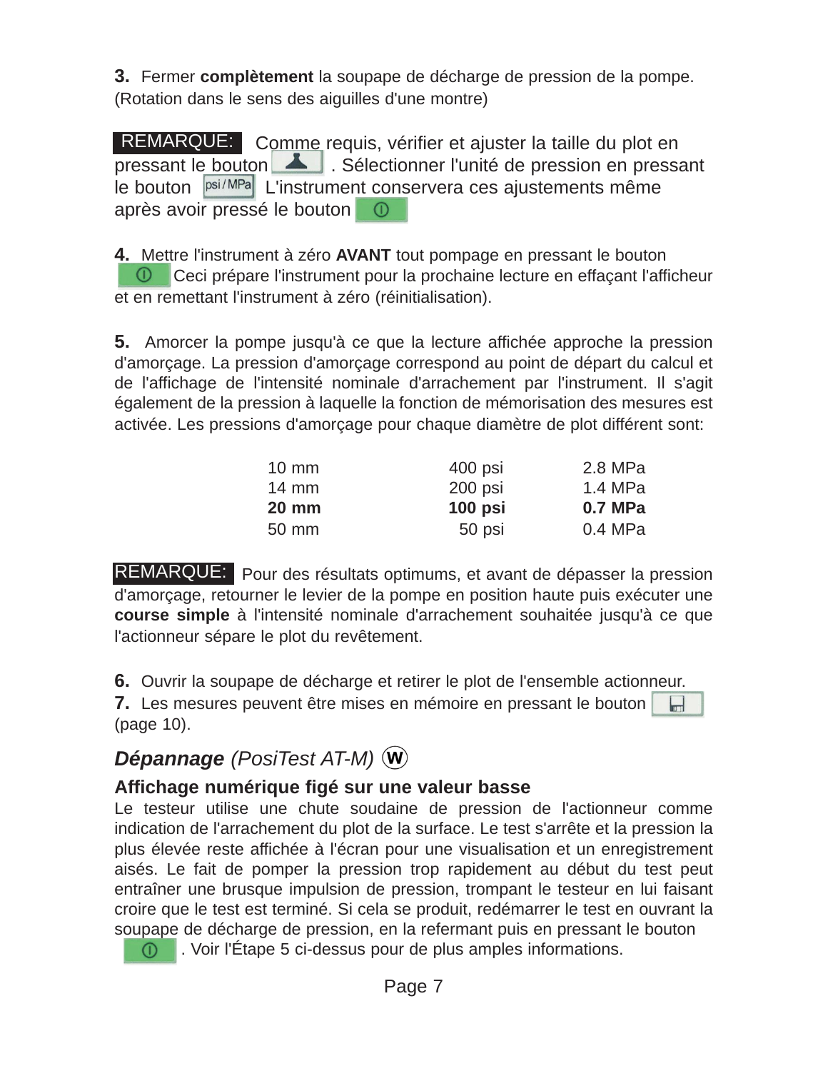**3.** Fermer **complètement** la soupape de décharge de pression de la pompe. (Rotation dans le sens des aiguilles d'une montre)

**REMARQUE:** Comme requis, vérifier et ajuster la taille du plot en pressant le bouton . Sélectionner l'unité de pression en pressant le bouton psi / MPa L'instrument conservera ces ajustements même après avoir pressé le bouton

**4.** Mettre l'instrument à zéro **AVANT** tout pompage en pressant le bouton Ceci prépare l'instrument pour la prochaine lecture en effaçant l'afficheur et en remettant l'instrument à zéro (réinitialisation).

**5.** Amorcer la pompe jusqu'à ce que la lecture affichée approche la pression d'amorçage. La pression d'amorçage correspond au point de départ du calcul et de l'affichage de l'intensité nominale d'arrachement par l'instrument. Il s'agit également de la pression à laquelle la fonction de mémorisation des mesures est activée. Les pressions d'amorçage pour chaque diamètre de plot différent sont:

| | | |
|---|---|---|
| 10 mm | 400 psi | 2.8 MPa |
| 14 mm | 200 psi | 1.4 MPa |
| **20 mm** | **100 psi** | **0.7 MPa** |
| 50 mm | 50 psi | 0.4 MPa |

**REMARQUE:** Pour des résultats optimums, et avant de dépasser la pression d'amorçage, retourner le levier de la pompe en position haute puis exécuter une **course simple** à l'intensité nominale d'arrachement souhaitée jusqu'à ce que l'actionneur sépare le plot du revêtement.

**6.** Ouvrir la soupape de décharge et retirer le plot de l'ensemble actionneur.
**7.** Les mesures peuvent être mises en mémoire en pressant le bouton (page 10).

## ***Dépannage*** *(PosiTest AT-M)* W

### Affichage numérique figé sur une valeur basse

Le testeur utilise une chute soudaine de pression de l'actionneur comme indication de l'arrachement du plot de la surface. Le test s'arrête et la pression la plus élevée reste affichée à l'écran pour une visualisation et un enregistrement aisés. Le fait de pomper la pression trop rapidement au début du test peut entraîner une brusque impulsion de pression, trompant le testeur en lui faisant croire que le test est terminé. Si cela se produit, redémarrer le test en ouvrant la soupape de décharge de pression, en la refermant puis en pressant le bouton . Voir l'Étape 5 ci-dessus pour de plus amples informations.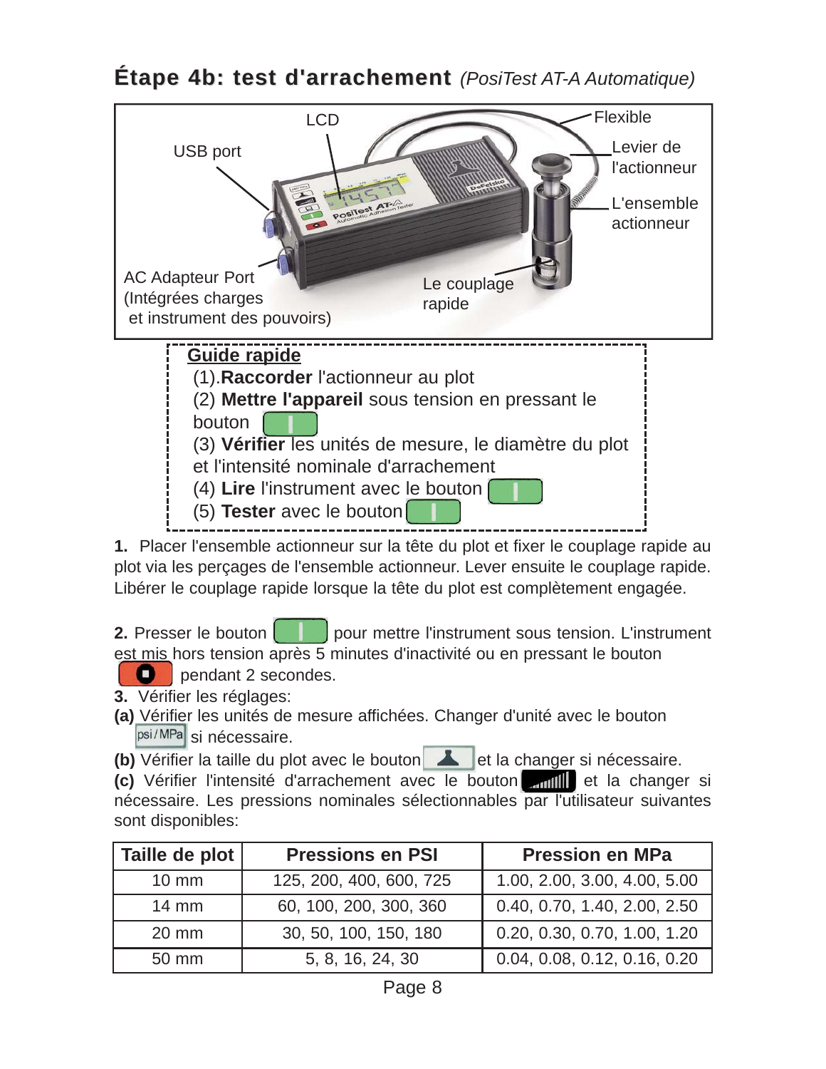## Étape 4b: test d'arrachement *(PosiTest AT-A Automatique)*

LCD

Flexible

USB port

Levier de l'actionneur

L'ensemble actionneur

AC Adapteur Port (Intégrées charges et instrument des pouvoirs)

Le couplage rapide

**Guide rapide**

(1).**Raccorder** l'actionneur au plot

(2) **Mettre l'appareil** sous tension en pressant le bouton

(3) **Vérifier** les unités de mesure, le diamètre du plot et l'intensité nominale d'arrachement

(4) **Lire** l'instrument avec le bouton

(5) **Tester** avec le bouton

**1.** Placer l'ensemble actionneur sur la tête du plot et fixer le couplage rapide au plot via les perçages de l'ensemble actionneur. Lever ensuite le couplage rapide. Libérer le couplage rapide lorsque la tête du plot est complètement engagée.

**2.** Presser le bouton pour mettre l'instrument sous tension. L'instrument est mis hors tension après 5 minutes d'inactivité ou en pressant le bouton pendant 2 secondes.

**3.** Vérifier les réglages:

**(a)** Vérifier les unités de mesure affichées. Changer d'unité avec le bouton psi / MPa si nécessaire.

**(b)** Vérifier la taille du plot avec le bouton et la changer si nécessaire.

**(c)** Vérifier l'intensité d'arrachement avec le bouton et la changer si nécessaire. Les pressions nominales sélectionnables par l'utilisateur suivantes sont disponibles:

| Taille de plot | Pressions en PSI | Pression en MPa |
|---|---|---|
| 10 mm | 125, 200, 400, 600, 725 | 1.00, 2.00, 3.00, 4.00, 5.00 |
| 14 mm | 60, 100, 200, 300, 360 | 0.40, 0.70, 1.40, 2.00, 2.50 |
| 20 mm | 30, 50, 100, 150, 180 | 0.20, 0.30, 0.70, 1.00, 1.20 |
| 50 mm | 5, 8, 16, 24, 30 | 0.04, 0.08, 0.12, 0.16, 0.20 |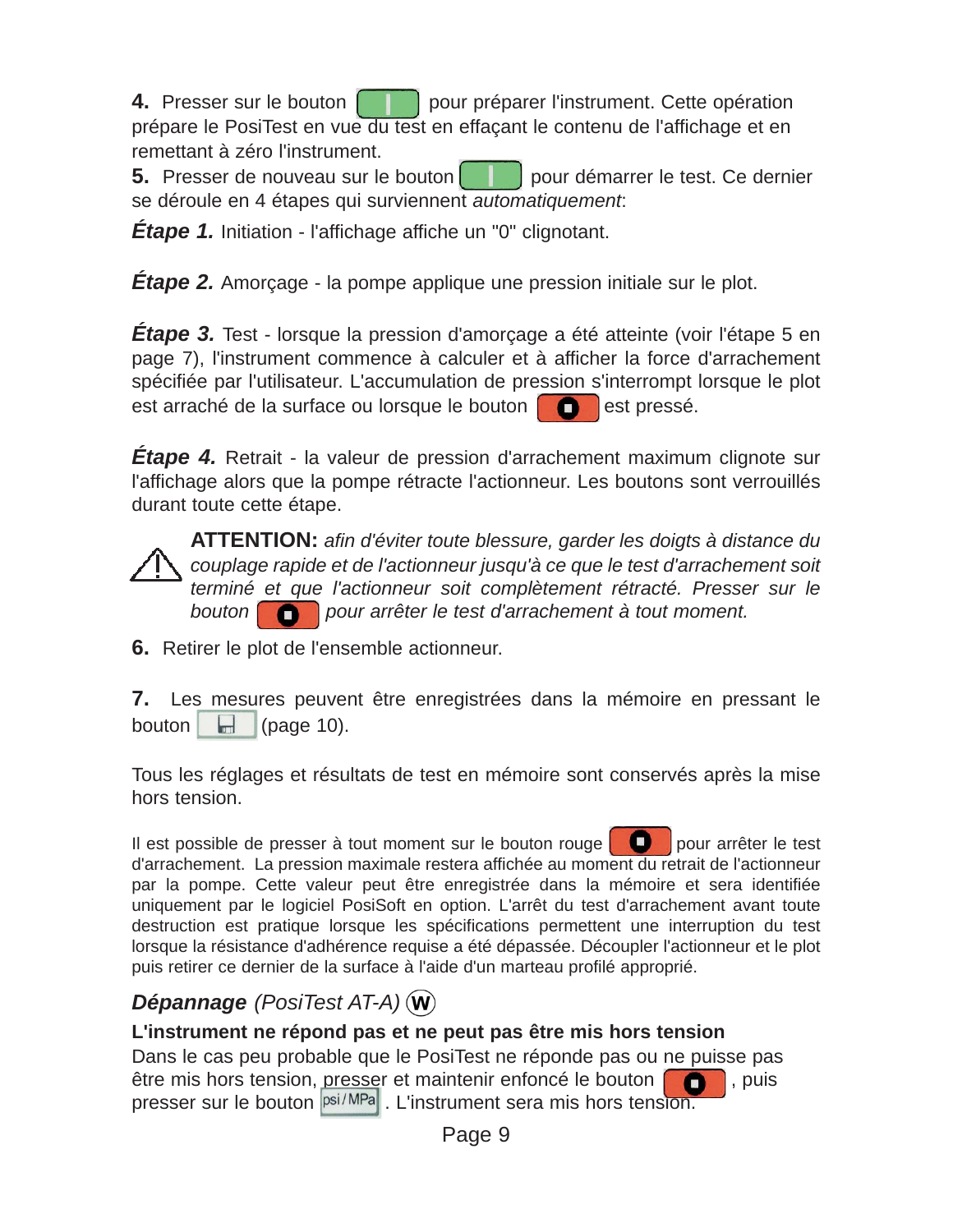**4.** Presser sur le bouton pour préparer l'instrument. Cette opération prépare le PosiTest en vue du test en effaçant le contenu de l'affichage et en remettant à zéro l'instrument.

**5.** Presser de nouveau sur le bouton pour démarrer le test. Ce dernier se déroule en 4 étapes qui surviennent *automatiquement*:

***Étape 1.*** Initiation - l'affichage affiche un "0" clignotant.

***Étape 2.*** Amorçage - la pompe applique une pression initiale sur le plot.

***Étape 3.*** Test - lorsque la pression d'amorçage a été atteinte (voir l'étape 5 en page 7), l'instrument commence à calculer et à afficher la force d'arrachement spécifiée par l'utilisateur. L'accumulation de pression s'interrompt lorsque le plot est arraché de la surface ou lorsque le bouton est pressé.

***Étape 4.*** Retrait - la valeur de pression d'arrachement maximum clignote sur l'affichage alors que la pompe rétracte l'actionneur. Les boutons sont verrouillés durant toute cette étape.

**ATTENTION:** *afin d'éviter toute blessure, garder les doigts à distance du couplage rapide et de l'actionneur jusqu'à ce que le test d'arrachement soit terminé et que l'actionneur soit complètement rétracté. Presser sur le bouton pour arrêter le test d'arrachement à tout moment.*

**6.** Retirer le plot de l'ensemble actionneur.

**7.** Les mesures peuvent être enregistrées dans la mémoire en pressant le bouton (page 10).

Tous les réglages et résultats de test en mémoire sont conservés après la mise hors tension.

Il est possible de presser à tout moment sur le bouton rouge pour arrêter le test d'arrachement. La pression maximale restera affichée au moment du retrait de l'actionneur par la pompe. Cette valeur peut être enregistrée dans la mémoire et sera identifiée uniquement par le logiciel PosiSoft en option. L'arrêt du test d'arrachement avant toute destruction est pratique lorsque les spécifications permettent une interruption du test lorsque la résistance d'adhérence requise a été dépassée. Découpler l'actionneur et le plot puis retirer ce dernier de la surface à l'aide d'un marteau profilé approprié.

## ***Dépannage*** *(PosiTest AT-A)* (W)

**L'instrument ne répond pas et ne peut pas être mis hors tension**

Dans le cas peu probable que le PosiTest ne réponde pas ou ne puisse pas être mis hors tension, presser et maintenir enfoncé le bouton , puis presser sur le bouton psi / MPa . L'instrument sera mis hors tension.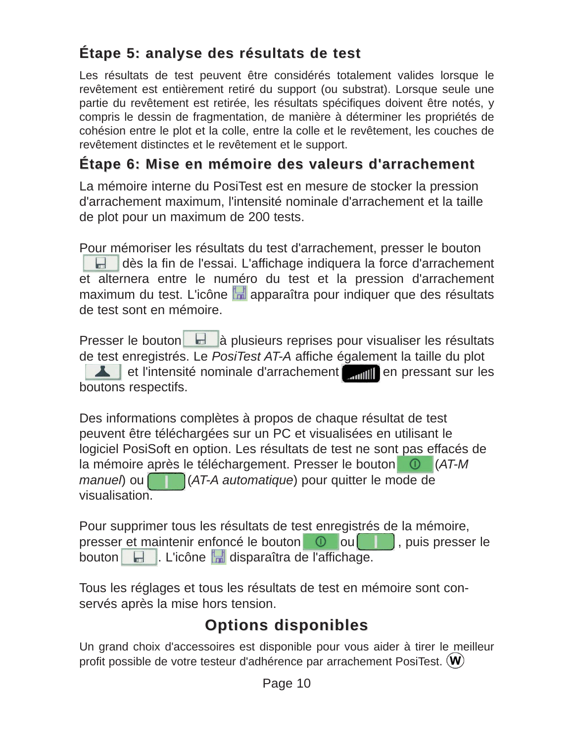## Étape 5: analyse des résultats de test

Les résultats de test peuvent être considérés totalement valides lorsque le revêtement est entièrement retiré du support (ou substrat). Lorsque seule une partie du revêtement est retirée, les résultats spécifiques doivent être notés, y compris le dessin de fragmentation, de manière à déterminer les propriétés de cohésion entre le plot et la colle, entre la colle et le revêtement, les couches de revêtement distinctes et le revêtement et le support.

## Étape 6: Mise en mémoire des valeurs d'arrachement

La mémoire interne du PosiTest est en mesure de stocker la pression d'arrachement maximum, l'intensité nominale d'arrachement et la taille de plot pour un maximum de 200 tests.

Pour mémoriser les résultats du test d'arrachement, presser le bouton dès la fin de l'essai. L'affichage indiquera la force d'arrachement et alternera entre le numéro du test et la pression d'arrachement maximum du test. L'icône apparaîtra pour indiquer que des résultats de test sont en mémoire.

Presser le bouton à plusieurs reprises pour visualiser les résultats de test enregistrés. Le *PosiTest AT-A* affiche également la taille du plot et l'intensité nominale d'arrachement en pressant sur les boutons respectifs.

Des informations complètes à propos de chaque résultat de test peuvent être téléchargées sur un PC et visualisées en utilisant le logiciel PosiSoft en option. Les résultats de test ne sont pas effacés de la mémoire après le téléchargement. Presser le bouton (*AT-M manuel*) ou (*AT-A automatique*) pour quitter le mode de visualisation.

Pour supprimer tous les résultats de test enregistrés de la mémoire, presser et maintenir enfoncé le bouton ou , puis presser le bouton . L'icône disparaîtra de l'affichage.

Tous les réglages et tous les résultats de test en mémoire sont conservés après la mise hors tension.

## Options disponibles

Un grand choix d'accessoires est disponible pour vous aider à tirer le meilleur profit possible de votre testeur d'adhérence par arrachement PosiTest. (W)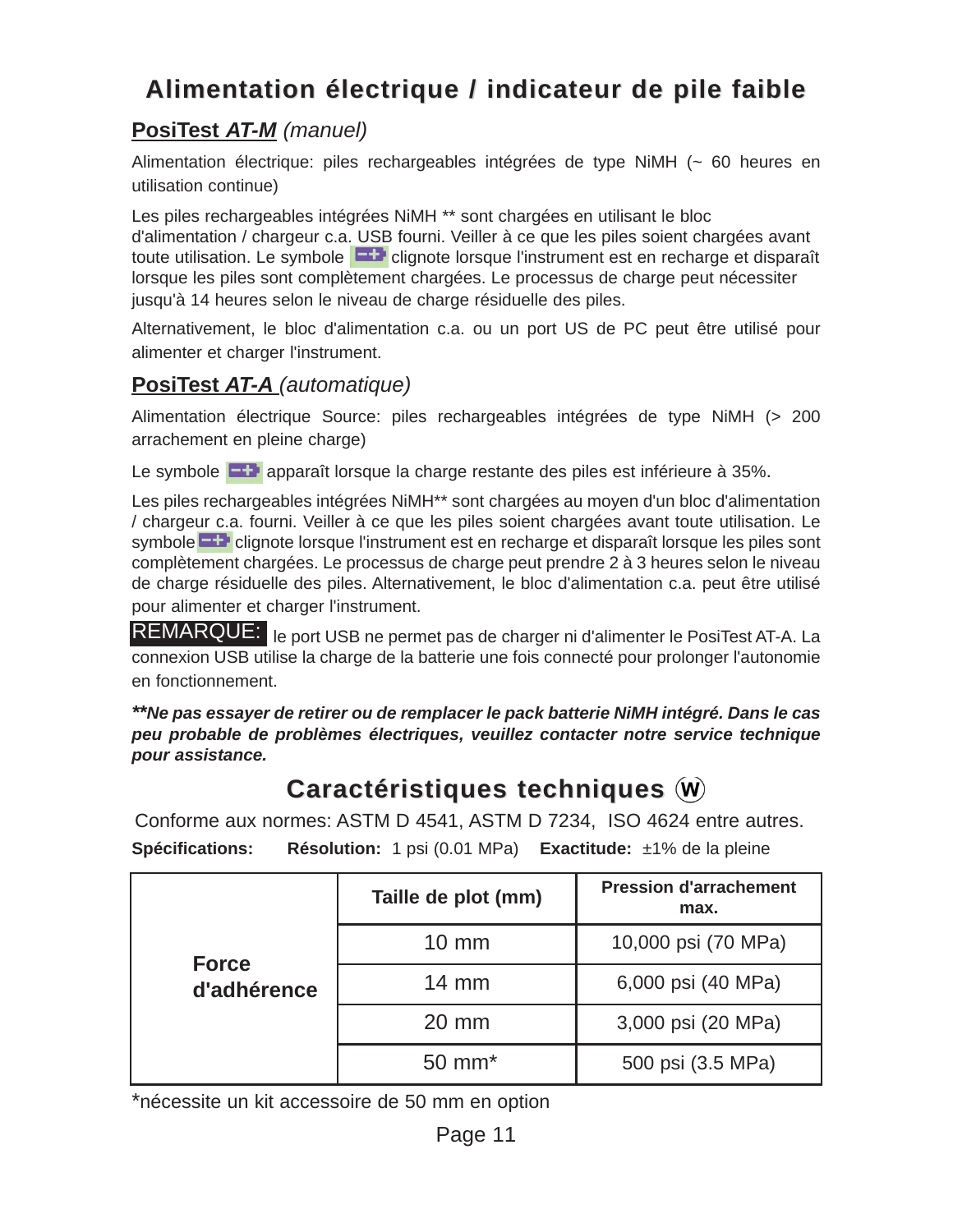# Alimentation électrique / indicateur de pile faible

## PosiTest ***AT-M*** *(manuel)*

Alimentation électrique: piles rechargeables intégrées de type NiMH (~ 60 heures en utilisation continue)

Les piles rechargeables intégrées NiMH ** sont chargées en utilisant le bloc d'alimentation / chargeur c.a. USB fourni. Veiller à ce que les piles soient chargées avant toute utilisation. Le symbole clignote lorsque l'instrument est en recharge et disparaît lorsque les piles sont complètement chargées. Le processus de charge peut nécessiter jusqu'à 14 heures selon le niveau de charge résiduelle des piles.

Alternativement, le bloc d'alimentation c.a. ou un port US de PC peut être utilisé pour alimenter et charger l'instrument.

## PosiTest ***AT-A*** *(automatique)*

Alimentation électrique Source: piles rechargeables intégrées de type NiMH (> 200 arrachement en pleine charge)

Le symbole apparaît lorsque la charge restante des piles est inférieure à 35%.

Les piles rechargeables intégrées NiMH** sont chargées au moyen d'un bloc d'alimentation / chargeur c.a. fourni. Veiller à ce que les piles soient chargées avant toute utilisation. Le symbole clignote lorsque l'instrument est en recharge et disparaît lorsque les piles sont complètement chargées. Le processus de charge peut prendre 2 à 3 heures selon le niveau de charge résiduelle des piles. Alternativement, le bloc d'alimentation c.a. peut être utilisé pour alimenter et charger l'instrument.

**REMARQUE:** le port USB ne permet pas de charger ni d'alimenter le PosiTest AT-A. La connexion USB utilise la charge de la batterie une fois connecté pour prolonger l'autonomie en fonctionnement.

***\*\*Ne pas essayer de retirer ou de remplacer le pack batterie NiMH intégré. Dans le cas peu probable de problèmes électriques, veuillez contacter notre service technique pour assistance.***

# Caractéristiques techniques Ⓦ

Conforme aux normes: ASTM D 4541, ASTM D 7234, ISO 4624 entre autres.

**Spécifications:** **Résolution:** 1 psi (0.01 MPa) **Exactitude:** ±1% de la pleine

| | Taille de plot (mm) | Pression d'arrachement max. |
|---|---|---|
| **Force d'adhérence** | 10 mm | 10,000 psi (70 MPa) |
| | 14 mm | 6,000 psi (40 MPa) |
| | 20 mm | 3,000 psi (20 MPa) |
| | 50 mm* | 500 psi (3.5 MPa) |

*nécessite un kit accessoire de 50 mm en option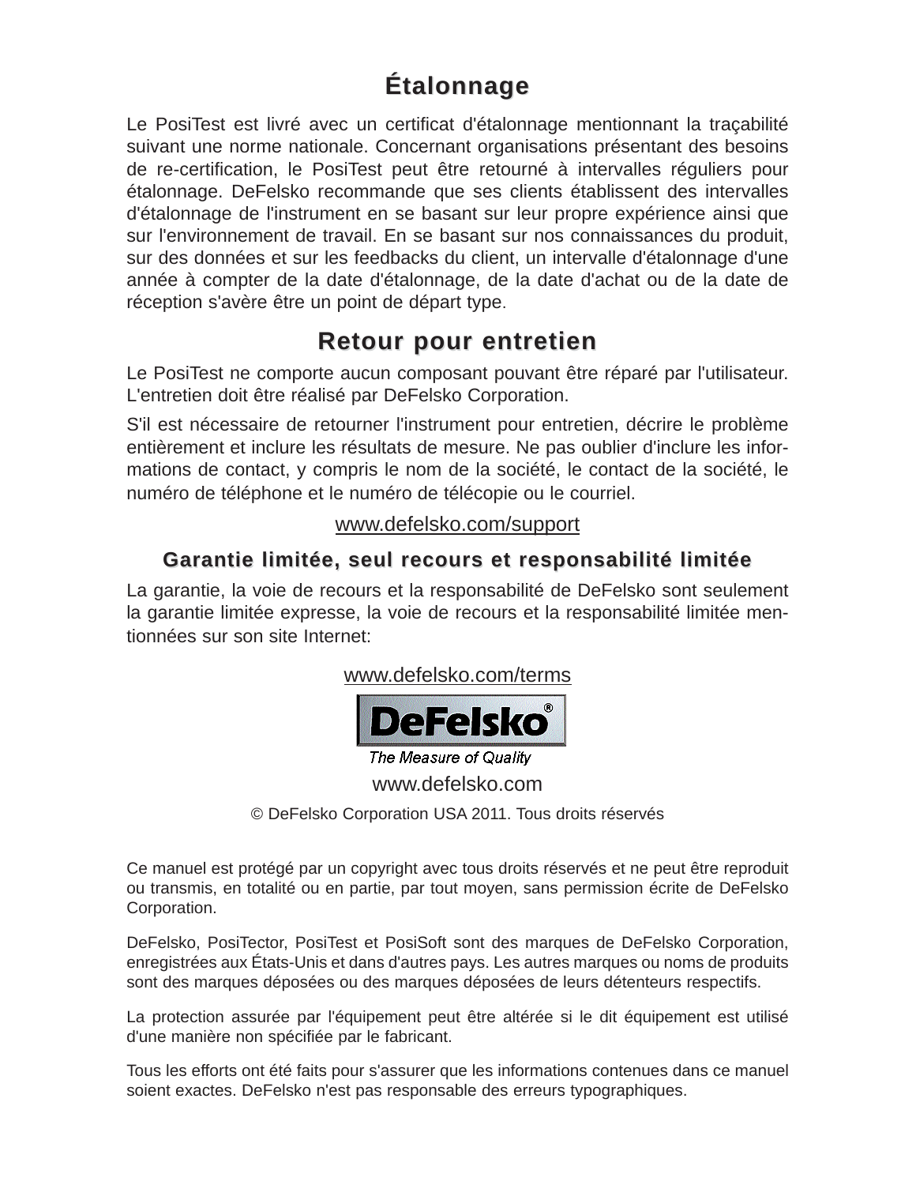## Étalonnage

Le PosiTest est livré avec un certificat d'étalonnage mentionnant la traçabilité suivant une norme nationale. Concernant organisations présentant des besoins de re-certification, le PosiTest peut être retourné à intervalles réguliers pour étalonnage. DeFelsko recommande que ses clients établissent des intervalles d'étalonnage de l'instrument en se basant sur leur propre expérience ainsi que sur l'environnement de travail. En se basant sur nos connaissances du produit, sur des données et sur les feedbacks du client, un intervalle d'étalonnage d'une année à compter de la date d'étalonnage, de la date d'achat ou de la date de réception s'avère être un point de départ type.

## Retour pour entretien

Le PosiTest ne comporte aucun composant pouvant être réparé par l'utilisateur. L'entretien doit être réalisé par DeFelsko Corporation.

S'il est nécessaire de retourner l'instrument pour entretien, décrire le problème entièrement et inclure les résultats de mesure. Ne pas oublier d'inclure les informations de contact, y compris le nom de la société, le contact de la société, le numéro de téléphone et le numéro de télécopie ou le courriel.

www.defelsko.com/support

### Garantie limitée, seul recours et responsabilité limitée

La garantie, la voie de recours et la responsabilité de DeFelsko sont seulement la garantie limitée expresse, la voie de recours et la responsabilité limitée mentionnées sur son site Internet:

www.defelsko.com/terms

DeFelsko®

*The Measure of Quality*

www.defelsko.com

© DeFelsko Corporation USA 2011. Tous droits réservés

Ce manuel est protégé par un copyright avec tous droits réservés et ne peut être reproduit ou transmis, en totalité ou en partie, par tout moyen, sans permission écrite de DeFelsko Corporation.

DeFelsko, PosiTector, PosiTest et PosiSoft sont des marques de DeFelsko Corporation, enregistrées aux États-Unis et dans d'autres pays. Les autres marques ou noms de produits sont des marques déposées ou des marques déposées de leurs détenteurs respectifs.

La protection assurée par l'équipement peut être altérée si le dit équipement est utilisé d'une manière non spécifiée par le fabricant.

Tous les efforts ont été faits pour s'assurer que les informations contenues dans ce manuel soient exactes. DeFelsko n'est pas responsable des erreurs typographiques.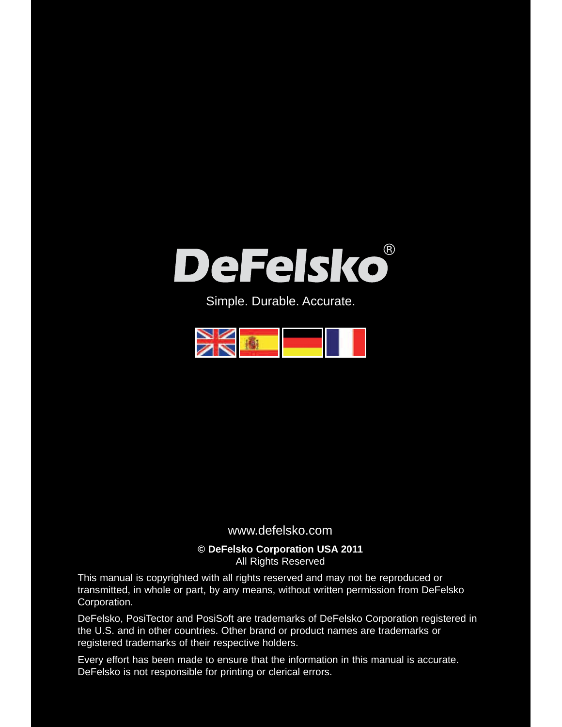DeFelsko®

Simple. Durable. Accurate.

www.defelsko.com

**© DeFelsko Corporation USA 2011**

All Rights Reserved

This manual is copyrighted with all rights reserved and may not be reproduced or transmitted, in whole or part, by any means, without written permission from DeFelsko Corporation.

DeFelsko, PosiTector and PosiSoft are trademarks of DeFelsko Corporation registered in the U.S. and in other countries. Other brand or product names are trademarks or registered trademarks of their respective holders.

Every effort has been made to ensure that the information in this manual is accurate. DeFelsko is not responsible for printing or clerical errors.